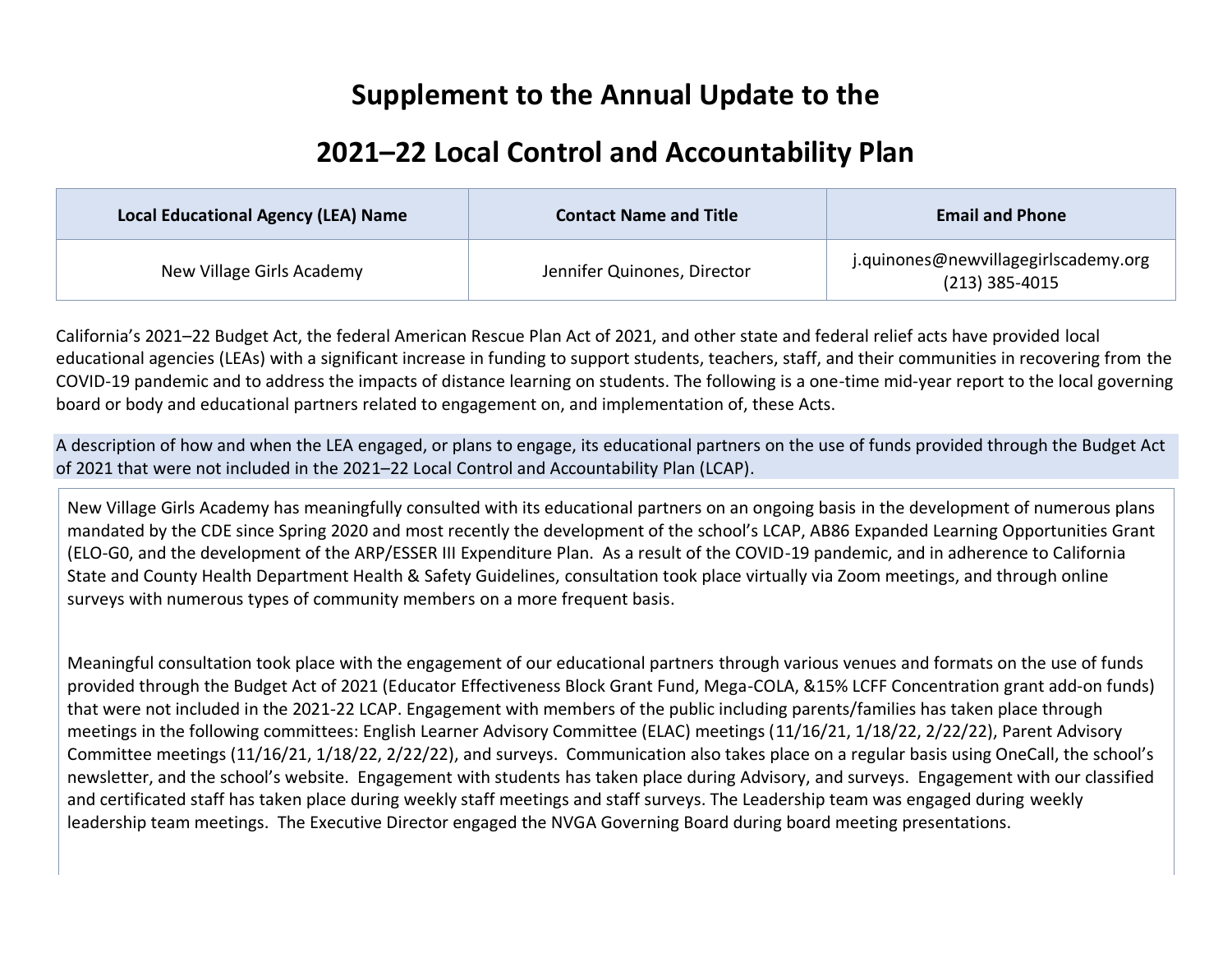# Supplement to the Annual Update to the

# 2021–22 Local Control and Accountability Plan

| Local Educational Agency (LEA) Name | Contact Name and Title | Email and Phone |
| --- | --- | --- |
| New Village Girls Academy | Jennifer Quinones, Director | j.quinones@newvillagegirlscademy.org (213) 385-4015 |

California's 2021–22 Budget Act, the federal American Rescue Plan Act of 2021, and other state and federal relief acts have provided local educational agencies (LEAs) with a significant increase in funding to support students, teachers, staff, and their communities in recovering from the COVID-19 pandemic and to address the impacts of distance learning on students. The following is a one-time mid-year report to the local governing board or body and educational partners related to engagement on, and implementation of, these Acts.

A description of how and when the LEA engaged, or plans to engage, its educational partners on the use of funds provided through the Budget Act of 2021 that were not included in the 2021–22 Local Control and Accountability Plan (LCAP).

New Village Girls Academy has meaningfully consulted with its educational partners on an ongoing basis in the development of numerous plans mandated by the CDE since Spring 2020 and most recently the development of the school's LCAP, AB86 Expanded Learning Opportunities Grant (ELO-G0, and the development of the ARP/ESSER III Expenditure Plan. As a result of the COVID-19 pandemic, and in adherence to California State and County Health Department Health & Safety Guidelines, consultation took place virtually via Zoom meetings, and through online surveys with numerous types of community members on a more frequent basis.

Meaningful consultation took place with the engagement of our educational partners through various venues and formats on the use of funds provided through the Budget Act of 2021 (Educator Effectiveness Block Grant Fund, Mega-COLA, &15% LCFF Concentration grant add-on funds) that were not included in the 2021-22 LCAP. Engagement with members of the public including parents/families has taken place through meetings in the following committees: English Learner Advisory Committee (ELAC) meetings (11/16/21, 1/18/22, 2/22/22), Parent Advisory Committee meetings (11/16/21, 1/18/22, 2/22/22), and surveys. Communication also takes place on a regular basis using OneCall, the school's newsletter, and the school's website. Engagement with students has taken place during Advisory, and surveys. Engagement with our classified and certificated staff has taken place during weekly staff meetings and staff surveys. The Leadership team was engaged during weekly leadership team meetings. The Executive Director engaged the NVGA Governing Board during board meeting presentations.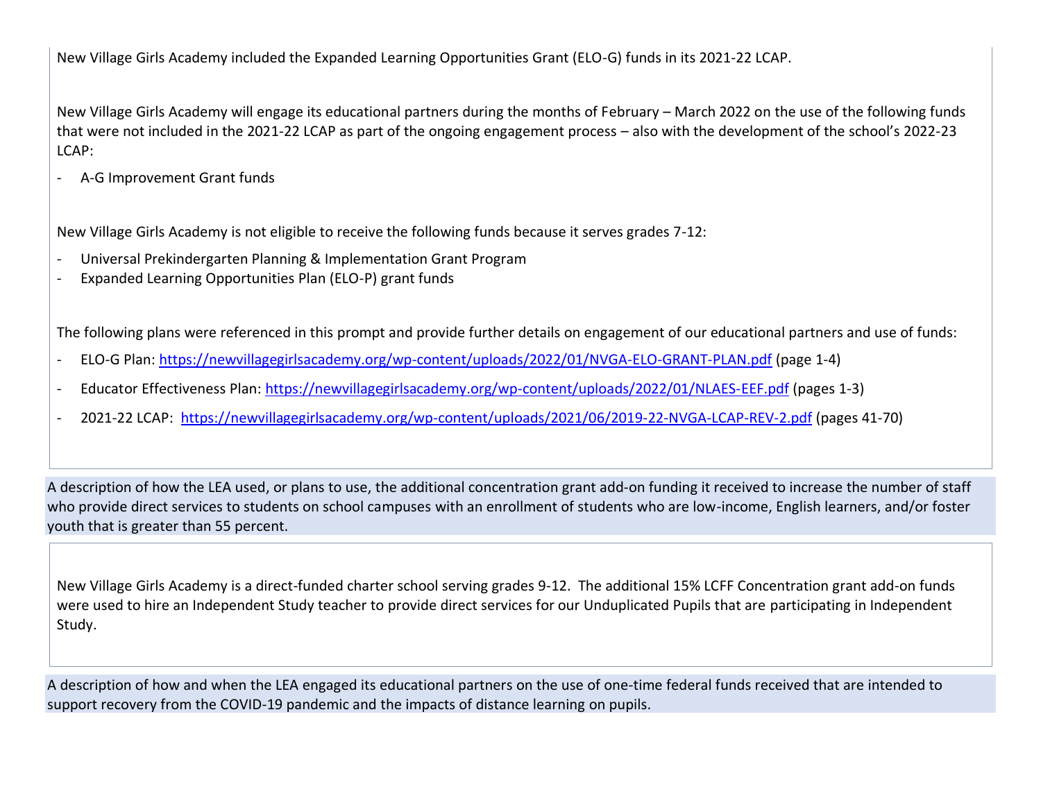New Village Girls Academy included the Expanded Learning Opportunities Grant (ELO-G) funds in its 2021-22 LCAP.

New Village Girls Academy will engage its educational partners during the months of February – March 2022 on the use of the following funds that were not included in the 2021-22 LCAP as part of the ongoing engagement process – also with the development of the school's 2022-23 LCAP:

- A-G Improvement Grant funds

New Village Girls Academy is not eligible to receive the following funds because it serves grades 7-12:

- Universal Prekindergarten Planning & Implementation Grant Program
- Expanded Learning Opportunities Plan (ELO-P) grant funds

The following plans were referenced in this prompt and provide further details on engagement of our educational partners and use of funds:

- ELO-G Plan: https://newvillagegirlsacademy.org/wp-content/uploads/2022/01/NVGA-ELO-GRANT-PLAN.pdf (page 1-4)
- Educator Effectiveness Plan: https://newvillagegirlsacademy.org/wp-content/uploads/2022/01/NLAES-EEF.pdf (pages 1-3)
- 2021-22 LCAP: https://newvillagegirlsacademy.org/wp-content/uploads/2021/06/2019-22-NVGA-LCAP-REV-2.pdf (pages 41-70)

A description of how the LEA used, or plans to use, the additional concentration grant add-on funding it received to increase the number of staff who provide direct services to students on school campuses with an enrollment of students who are low-income, English learners, and/or foster youth that is greater than 55 percent.

New Village Girls Academy is a direct-funded charter school serving grades 9-12. The additional 15% LCFF Concentration grant add-on funds were used to hire an Independent Study teacher to provide direct services for our Unduplicated Pupils that are participating in Independent Study.

A description of how and when the LEA engaged its educational partners on the use of one-time federal funds received that are intended to support recovery from the COVID-19 pandemic and the impacts of distance learning on pupils.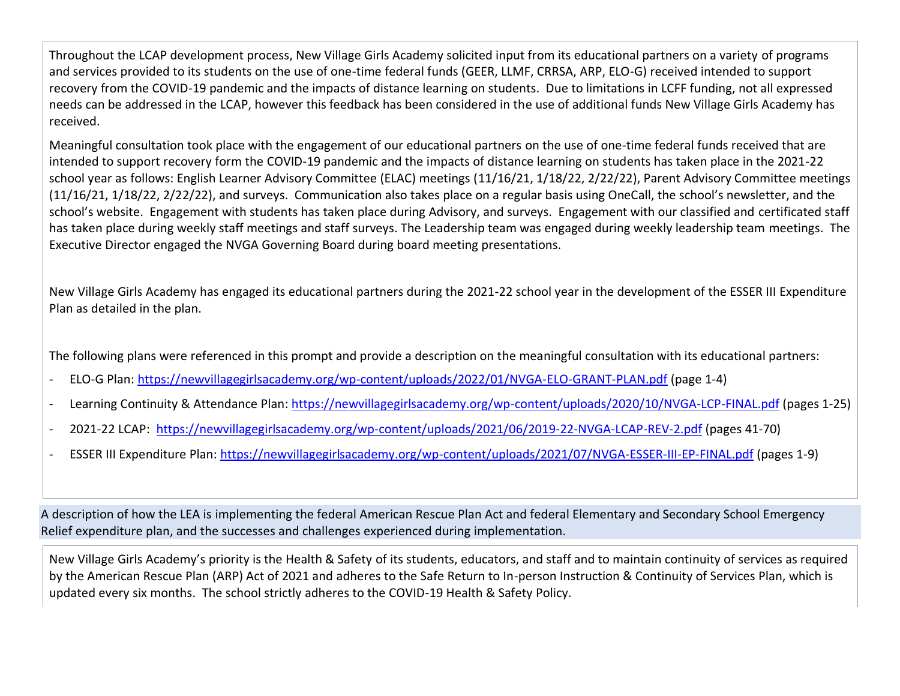Throughout the LCAP development process, New Village Girls Academy solicited input from its educational partners on a variety of programs and services provided to its students on the use of one-time federal funds (GEER, LLMF, CRRSA, ARP, ELO-G) received intended to support recovery from the COVID-19 pandemic and the impacts of distance learning on students. Due to limitations in LCFF funding, not all expressed needs can be addressed in the LCAP, however this feedback has been considered in the use of additional funds New Village Girls Academy has received.

Meaningful consultation took place with the engagement of our educational partners on the use of one-time federal funds received that are intended to support recovery form the COVID-19 pandemic and the impacts of distance learning on students has taken place in the 2021-22 school year as follows: English Learner Advisory Committee (ELAC) meetings (11/16/21, 1/18/22, 2/22/22), Parent Advisory Committee meetings (11/16/21, 1/18/22, 2/22/22), and surveys. Communication also takes place on a regular basis using OneCall, the school's newsletter, and the school's website. Engagement with students has taken place during Advisory, and surveys. Engagement with our classified and certificated staff has taken place during weekly staff meetings and staff surveys. The Leadership team was engaged during weekly leadership team meetings. The Executive Director engaged the NVGA Governing Board during board meeting presentations.

New Village Girls Academy has engaged its educational partners during the 2021-22 school year in the development of the ESSER III Expenditure Plan as detailed in the plan.

The following plans were referenced in this prompt and provide a description on the meaningful consultation with its educational partners:

- ELO-G Plan: https://newvillagegirlsacademy.org/wp-content/uploads/2022/01/NVGA-ELO-GRANT-PLAN.pdf (page 1-4)
- Learning Continuity & Attendance Plan: https://newvillagegirlsacademy.org/wp-content/uploads/2020/10/NVGA-LCP-FINAL.pdf (pages 1-25)
- 2021-22 LCAP: https://newvillagegirlsacademy.org/wp-content/uploads/2021/06/2019-22-NVGA-LCAP-REV-2.pdf (pages 41-70)
- ESSER III Expenditure Plan: https://newvillagegirlsacademy.org/wp-content/uploads/2021/07/NVGA-ESSER-III-EP-FINAL.pdf (pages 1-9)

A description of how the LEA is implementing the federal American Rescue Plan Act and federal Elementary and Secondary School Emergency Relief expenditure plan, and the successes and challenges experienced during implementation.

New Village Girls Academy's priority is the Health & Safety of its students, educators, and staff and to maintain continuity of services as required by the American Rescue Plan (ARP) Act of 2021 and adheres to the Safe Return to In-person Instruction & Continuity of Services Plan, which is updated every six months. The school strictly adheres to the COVID-19 Health & Safety Policy.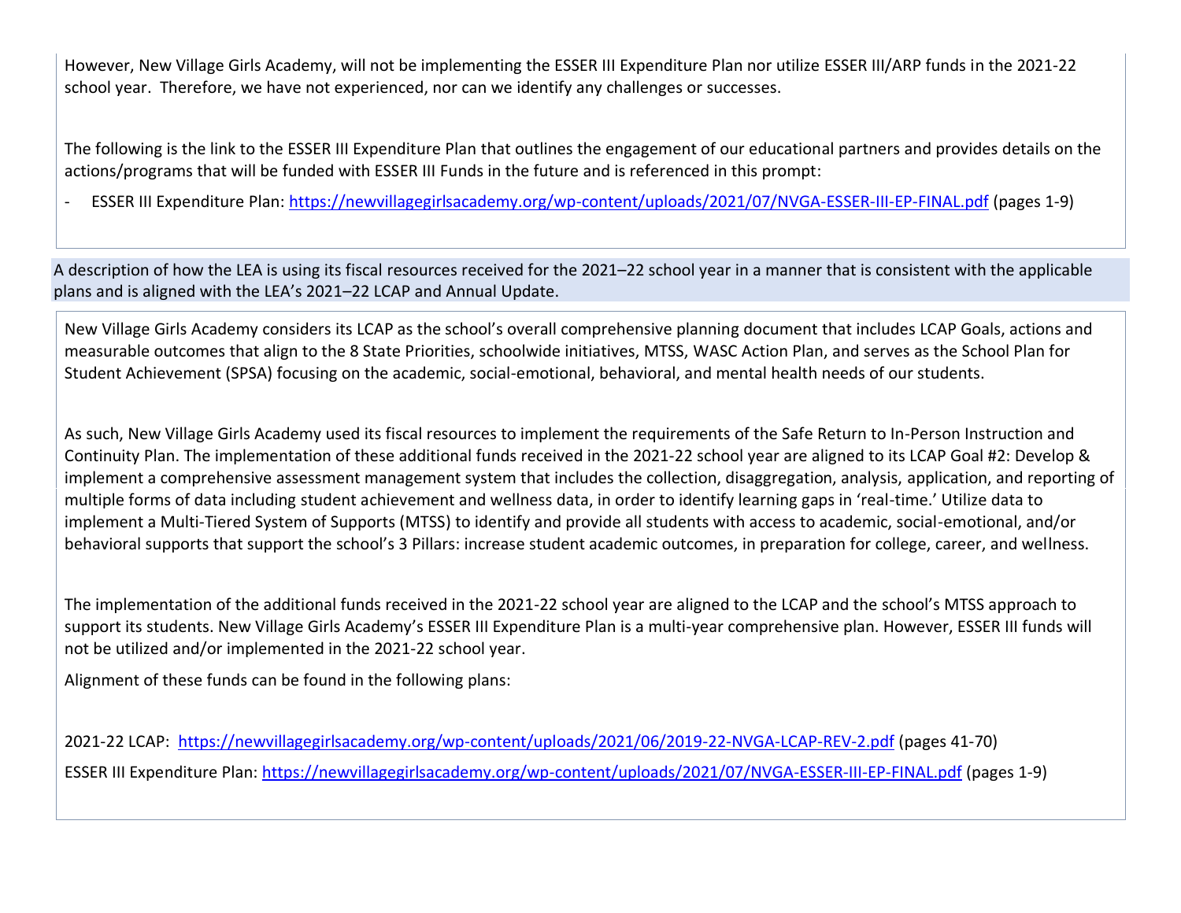However, New Village Girls Academy, will not be implementing the ESSER III Expenditure Plan nor utilize ESSER III/ARP funds in the 2021-22 school year. Therefore, we have not experienced, nor can we identify any challenges or successes.

The following is the link to the ESSER III Expenditure Plan that outlines the engagement of our educational partners and provides details on the actions/programs that will be funded with ESSER III Funds in the future and is referenced in this prompt:

- ESSER III Expenditure Plan: https://newvillagegirlsacademy.org/wp-content/uploads/2021/07/NVGA-ESSER-III-EP-FINAL.pdf (pages 1-9)

A description of how the LEA is using its fiscal resources received for the 2021–22 school year in a manner that is consistent with the applicable plans and is aligned with the LEA's 2021–22 LCAP and Annual Update.

New Village Girls Academy considers its LCAP as the school's overall comprehensive planning document that includes LCAP Goals, actions and measurable outcomes that align to the 8 State Priorities, schoolwide initiatives, MTSS, WASC Action Plan, and serves as the School Plan for Student Achievement (SPSA) focusing on the academic, social-emotional, behavioral, and mental health needs of our students.

As such, New Village Girls Academy used its fiscal resources to implement the requirements of the Safe Return to In-Person Instruction and Continuity Plan. The implementation of these additional funds received in the 2021-22 school year are aligned to its LCAP Goal #2: Develop & implement a comprehensive assessment management system that includes the collection, disaggregation, analysis, application, and reporting of multiple forms of data including student achievement and wellness data, in order to identify learning gaps in 'real-time.' Utilize data to implement a Multi-Tiered System of Supports (MTSS) to identify and provide all students with access to academic, social-emotional, and/or behavioral supports that support the school's 3 Pillars: increase student academic outcomes, in preparation for college, career, and wellness.

The implementation of the additional funds received in the 2021-22 school year are aligned to the LCAP and the school's MTSS approach to support its students. New Village Girls Academy's ESSER III Expenditure Plan is a multi-year comprehensive plan. However, ESSER III funds will not be utilized and/or implemented in the 2021-22 school year.

Alignment of these funds can be found in the following plans:

2021-22 LCAP: https://newvillagegirlsacademy.org/wp-content/uploads/2021/06/2019-22-NVGA-LCAP-REV-2.pdf (pages 41-70)

ESSER III Expenditure Plan: https://newvillagegirlsacademy.org/wp-content/uploads/2021/07/NVGA-ESSER-III-EP-FINAL.pdf (pages 1-9)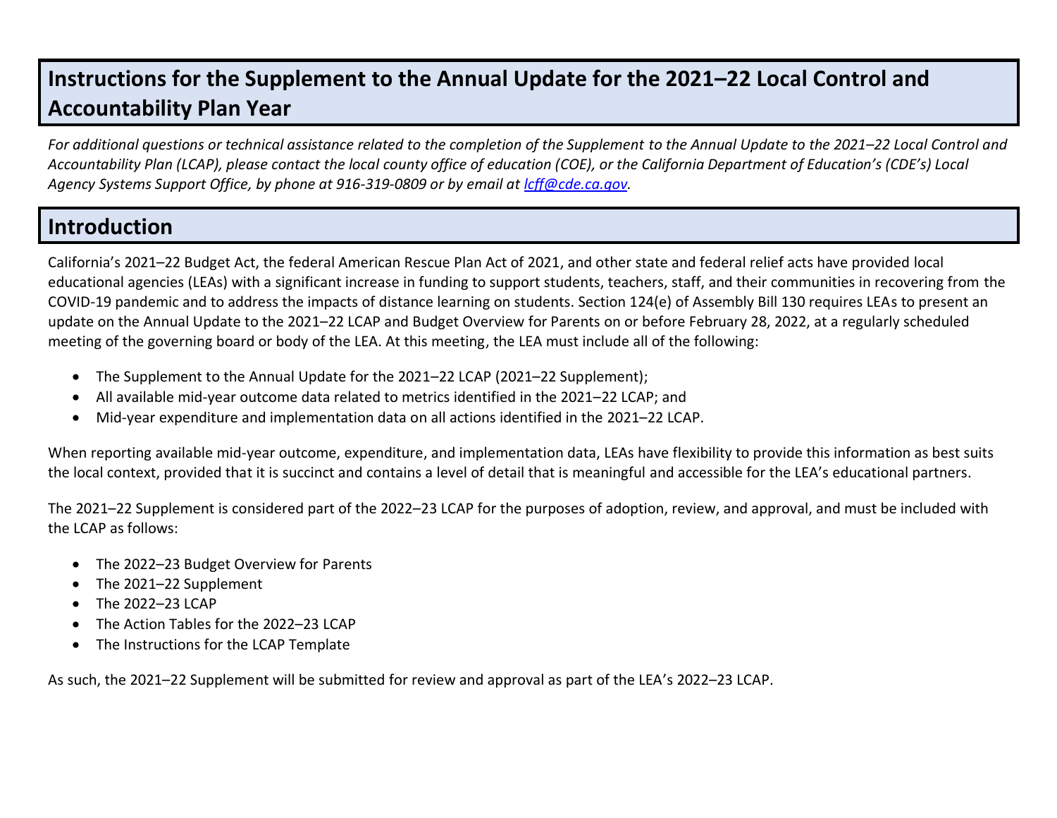# Instructions for the Supplement to the Annual Update for the 2021–22 Local Control and Accountability Plan Year

*For additional questions or technical assistance related to the completion of the Supplement to the Annual Update to the 2021–22 Local Control and Accountability Plan (LCAP), please contact the local county office of education (COE), or the California Department of Education's (CDE's) Local Agency Systems Support Office, by phone at 916-319-0809 or by email at [lcff@cde.ca.gov](mailto:lcff@cde.ca.gov).*

## Introduction

California's 2021–22 Budget Act, the federal American Rescue Plan Act of 2021, and other state and federal relief acts have provided local educational agencies (LEAs) with a significant increase in funding to support students, teachers, staff, and their communities in recovering from the COVID-19 pandemic and to address the impacts of distance learning on students. Section 124(e) of Assembly Bill 130 requires LEAs to present an update on the Annual Update to the 2021–22 LCAP and Budget Overview for Parents on or before February 28, 2022, at a regularly scheduled meeting of the governing board or body of the LEA. At this meeting, the LEA must include all of the following:

- The Supplement to the Annual Update for the 2021–22 LCAP (2021–22 Supplement);
- All available mid-year outcome data related to metrics identified in the 2021–22 LCAP; and
- Mid-year expenditure and implementation data on all actions identified in the 2021–22 LCAP.

When reporting available mid-year outcome, expenditure, and implementation data, LEAs have flexibility to provide this information as best suits the local context, provided that it is succinct and contains a level of detail that is meaningful and accessible for the LEA's educational partners.

The 2021–22 Supplement is considered part of the 2022–23 LCAP for the purposes of adoption, review, and approval, and must be included with the LCAP as follows:

- The 2022–23 Budget Overview for Parents
- The 2021–22 Supplement
- The 2022–23 LCAP
- The Action Tables for the 2022–23 LCAP
- The Instructions for the LCAP Template

As such, the 2021–22 Supplement will be submitted for review and approval as part of the LEA's 2022–23 LCAP.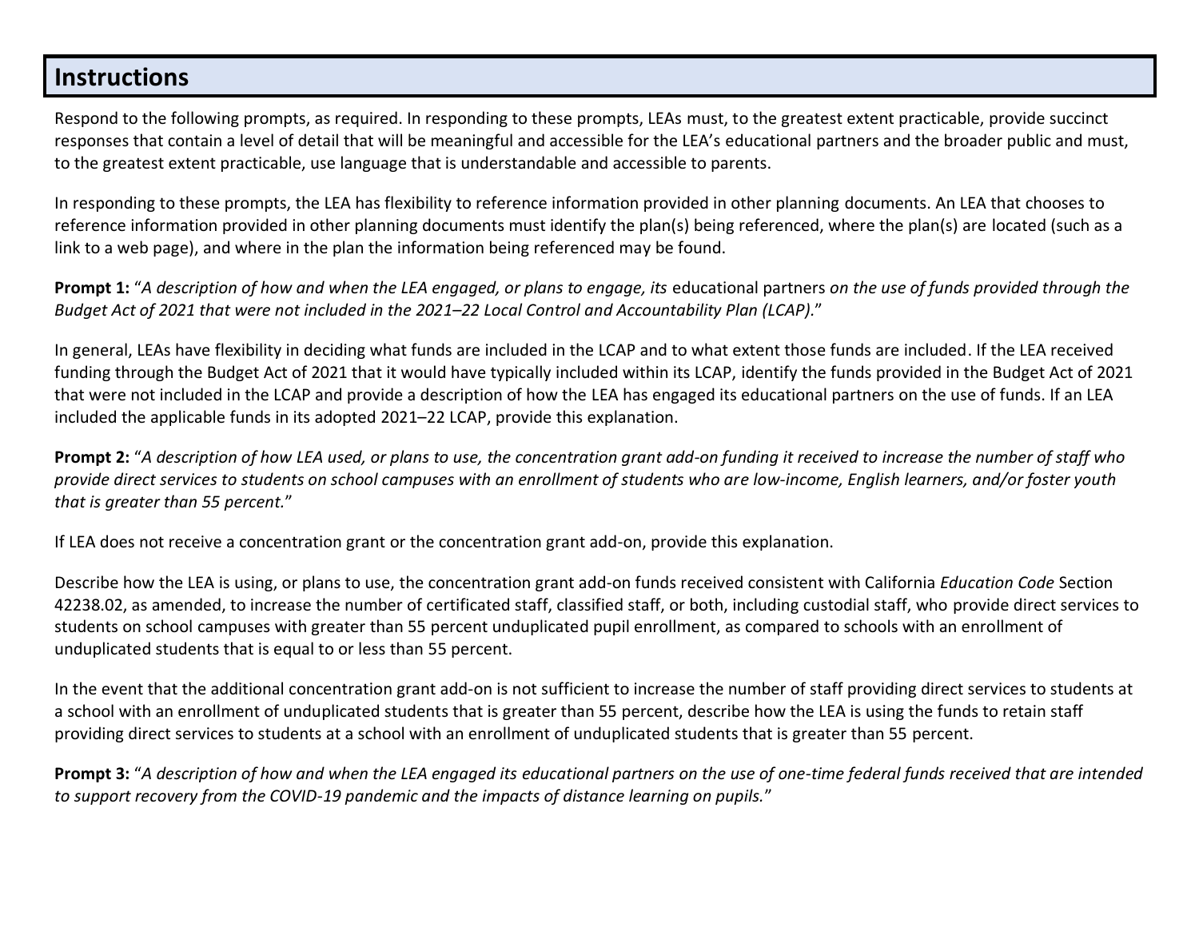## Instructions

Respond to the following prompts, as required. In responding to these prompts, LEAs must, to the greatest extent practicable, provide succinct responses that contain a level of detail that will be meaningful and accessible for the LEA's educational partners and the broader public and must, to the greatest extent practicable, use language that is understandable and accessible to parents.

In responding to these prompts, the LEA has flexibility to reference information provided in other planning documents. An LEA that chooses to reference information provided in other planning documents must identify the plan(s) being referenced, where the plan(s) are located (such as a link to a web page), and where in the plan the information being referenced may be found.

**Prompt 1:** "*A description of how and when the LEA engaged, or plans to engage, its* educational partners *on the use of funds provided through the Budget Act of 2021 that were not included in the 2021–22 Local Control and Accountability Plan (LCAP).*"

In general, LEAs have flexibility in deciding what funds are included in the LCAP and to what extent those funds are included. If the LEA received funding through the Budget Act of 2021 that it would have typically included within its LCAP, identify the funds provided in the Budget Act of 2021 that were not included in the LCAP and provide a description of how the LEA has engaged its educational partners on the use of funds. If an LEA included the applicable funds in its adopted 2021–22 LCAP, provide this explanation.

**Prompt 2:** "*A description of how LEA used, or plans to use, the concentration grant add-on funding it received to increase the number of staff who provide direct services to students on school campuses with an enrollment of students who are low-income, English learners, and/or foster youth that is greater than 55 percent.*"

If LEA does not receive a concentration grant or the concentration grant add-on, provide this explanation.

Describe how the LEA is using, or plans to use, the concentration grant add-on funds received consistent with California *Education Code* Section 42238.02, as amended, to increase the number of certificated staff, classified staff, or both, including custodial staff, who provide direct services to students on school campuses with greater than 55 percent unduplicated pupil enrollment, as compared to schools with an enrollment of unduplicated students that is equal to or less than 55 percent.

In the event that the additional concentration grant add-on is not sufficient to increase the number of staff providing direct services to students at a school with an enrollment of unduplicated students that is greater than 55 percent, describe how the LEA is using the funds to retain staff providing direct services to students at a school with an enrollment of unduplicated students that is greater than 55 percent.

**Prompt 3:** "*A description of how and when the LEA engaged its educational partners on the use of one-time federal funds received that are intended to support recovery from the COVID-19 pandemic and the impacts of distance learning on pupils.*"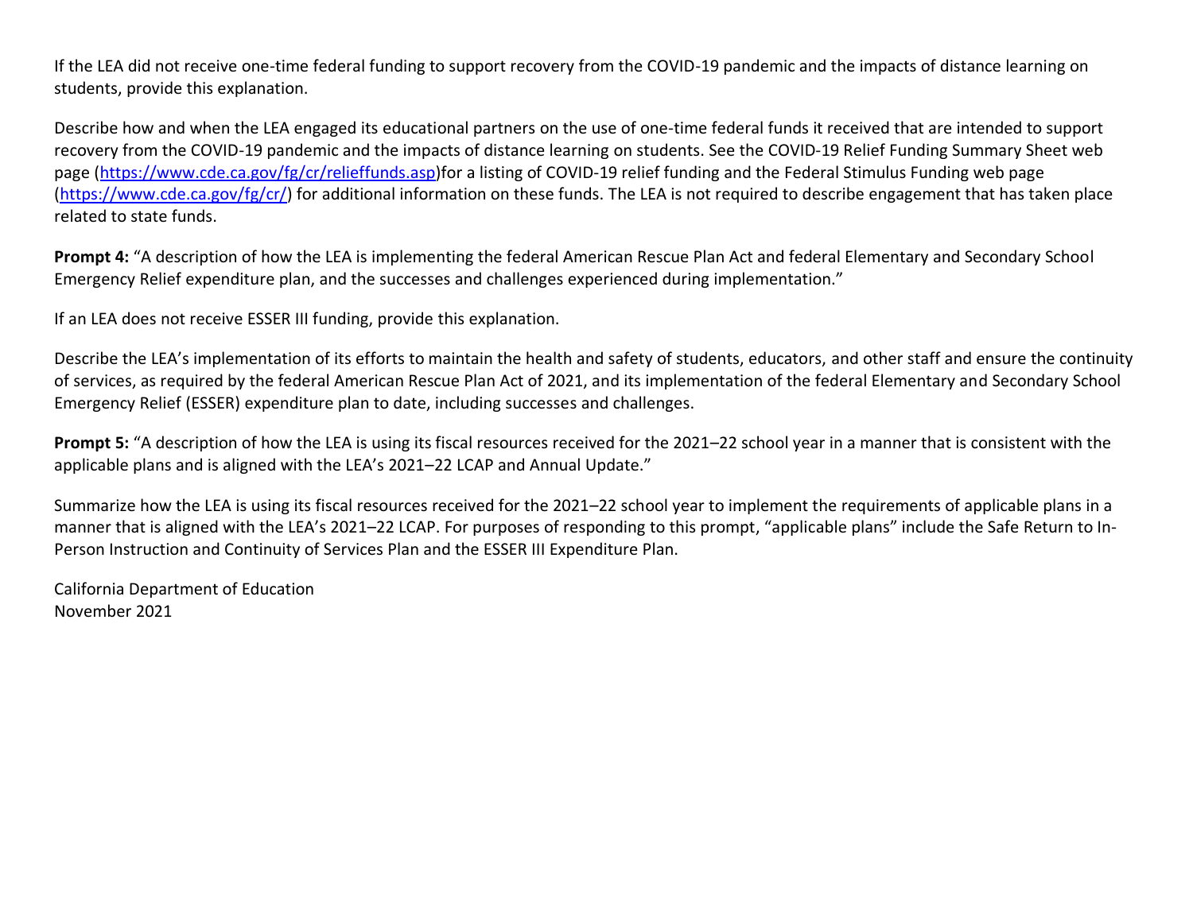If the LEA did not receive one-time federal funding to support recovery from the COVID-19 pandemic and the impacts of distance learning on students, provide this explanation.

Describe how and when the LEA engaged its educational partners on the use of one-time federal funds it received that are intended to support recovery from the COVID-19 pandemic and the impacts of distance learning on students. See the COVID-19 Relief Funding Summary Sheet web page (https://www.cde.ca.gov/fg/cr/relieffunds.asp)for a listing of COVID-19 relief funding and the Federal Stimulus Funding web page (https://www.cde.ca.gov/fg/cr/) for additional information on these funds. The LEA is not required to describe engagement that has taken place related to state funds.

**Prompt 4:** "A description of how the LEA is implementing the federal American Rescue Plan Act and federal Elementary and Secondary School Emergency Relief expenditure plan, and the successes and challenges experienced during implementation."

If an LEA does not receive ESSER III funding, provide this explanation.

Describe the LEA's implementation of its efforts to maintain the health and safety of students, educators, and other staff and ensure the continuity of services, as required by the federal American Rescue Plan Act of 2021, and its implementation of the federal Elementary and Secondary School Emergency Relief (ESSER) expenditure plan to date, including successes and challenges.

**Prompt 5:** "A description of how the LEA is using its fiscal resources received for the 2021–22 school year in a manner that is consistent with the applicable plans and is aligned with the LEA's 2021–22 LCAP and Annual Update."

Summarize how the LEA is using its fiscal resources received for the 2021–22 school year to implement the requirements of applicable plans in a manner that is aligned with the LEA's 2021–22 LCAP. For purposes of responding to this prompt, "applicable plans" include the Safe Return to In-Person Instruction and Continuity of Services Plan and the ESSER III Expenditure Plan.

California Department of Education
November 2021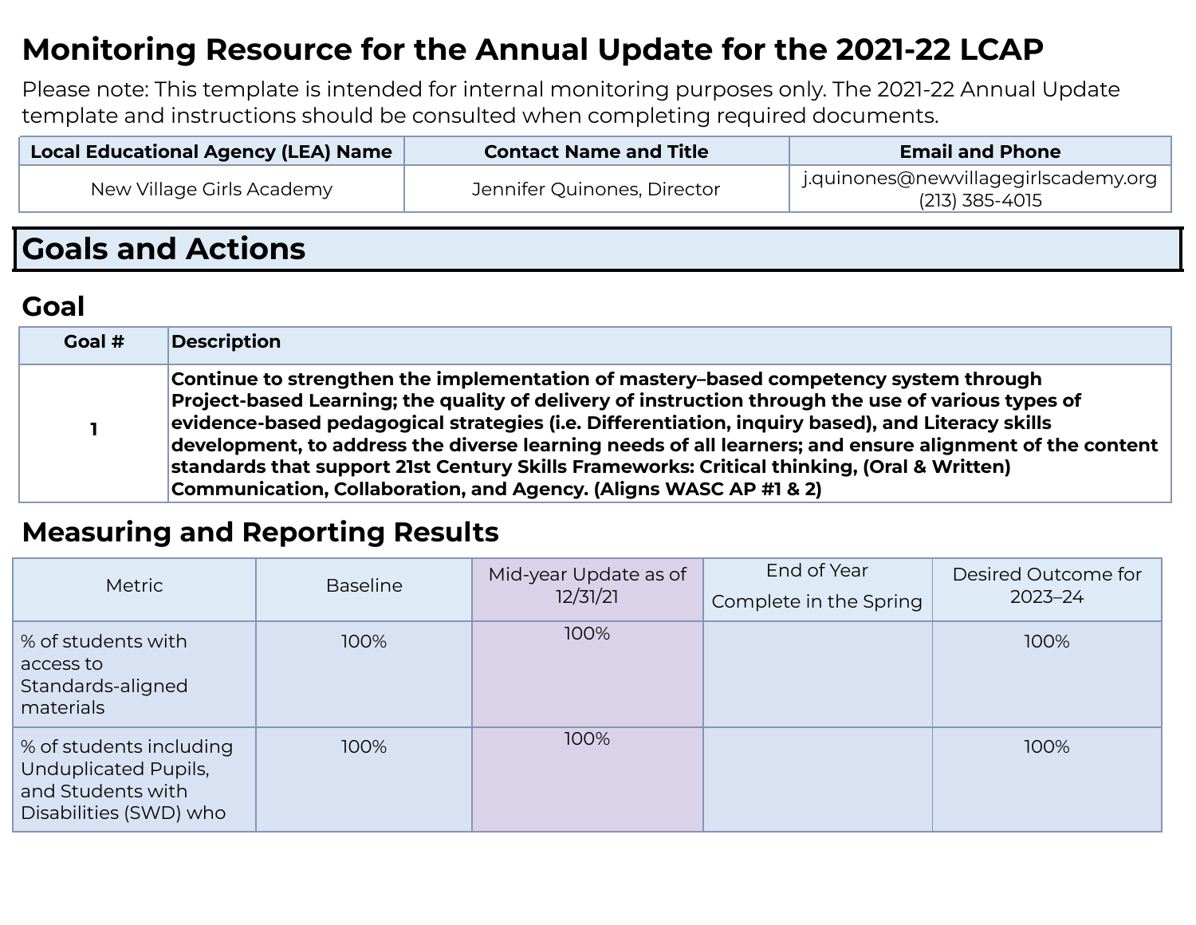# Monitoring Resource for the Annual Update for the 2021-22 LCAP

Please note: This template is intended for internal monitoring purposes only. The 2021-22 Annual Update template and instructions should be consulted when completing required documents.

| Local Educational Agency (LEA) Name | Contact Name and Title | Email and Phone |
|---|---|---|
| New Village Girls Academy | Jennifer Quinones, Director | j.quinones@newvillagegirlscademy.org (213) 385-4015 |

## Goals and Actions

### Goal

| Goal # | Description |
|---|---|
| 1 | **Continue to strengthen the implementation of mastery–based competency system through Project-based Learning; the quality of delivery of instruction through the use of various types of evidence-based pedagogical strategies (i.e. Differentiation, inquiry based), and Literacy skills development, to address the diverse learning needs of all learners; and ensure alignment of the content standards that support 21st Century Skills Frameworks: Critical thinking, (Oral & Written) Communication, Collaboration, and Agency. (Aligns WASC AP #1 & 2)** |

### Measuring and Reporting Results

| Metric | Baseline | Mid-year Update as of 12/31/21 | End of Year Complete in the Spring | Desired Outcome for 2023–24 |
|---|---|---|---|---|
| % of students with access to Standards-aligned materials | 100% | 100% | | 100% |
| % of students including Unduplicated Pupils, and Students with Disabilities (SWD) who | 100% | 100% | | 100% |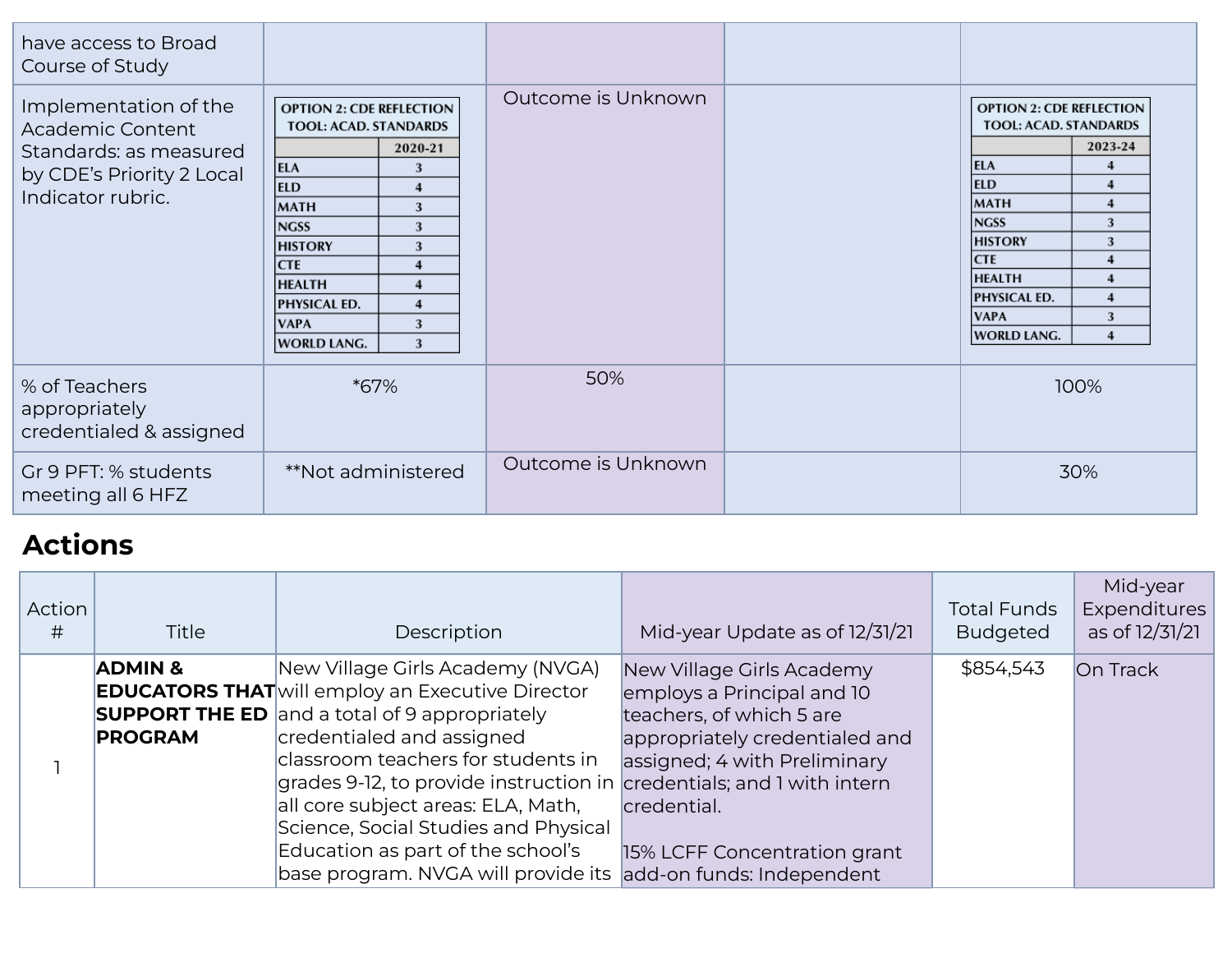| | | | | |
|---|---|---|---|---|
| have access to Broad Course of Study | | | | |
| Implementation of the Academic Content Standards: as measured by CDE's Priority 2 Local Indicator rubric. | OPTION 2: CDE REFLECTION TOOL: ACAD. STANDARDS<br>2020-21<br>ELA 3<br>ELD 4<br>MATH 3<br>NGSS 3<br>HISTORY 3<br>CTE 4<br>HEALTH 4<br>PHYSICAL ED. 4<br>VAPA 3<br>WORLD LANG. 3 | Outcome is Unknown | | OPTION 2: CDE REFLECTION TOOL: ACAD. STANDARDS<br>2023-24<br>ELA 4<br>ELD 4<br>MATH 4<br>NGSS 3<br>HISTORY 3<br>CTE 4<br>HEALTH 4<br>PHYSICAL ED. 4<br>VAPA 3<br>WORLD LANG. 4 |
| % of Teachers appropriately credentialed & assigned | *67% | 50% | | 100% |
| Gr 9 PFT: % students meeting all 6 HFZ | **Not administered | Outcome is Unknown | | 30% |

## Actions

| Action # | Title | Description | Mid-year Update as of 12/31/21 | Total Funds Budgeted | Mid-year Expenditures as of 12/31/21 |
|---|---|---|---|---|---|
| 1 | **ADMIN & EDUCATORS THAT SUPPORT THE ED PROGRAM** | New Village Girls Academy (NVGA) will employ an Executive Director and a total of 9 appropriately credentialed and assigned classroom teachers for students in grades 9-12, to provide instruction in all core subject areas: ELA, Math, Science, Social Studies and Physical Education as part of the school's base program. NVGA will provide its | New Village Girls Academy employs a Principal and 10 teachers, of which 5 are appropriately credentialed and assigned; 4 with Preliminary credentials; and 1 with intern credential.<br><br>15% LCFF Concentration grant add-on funds: Independent | $854,543 | On Track |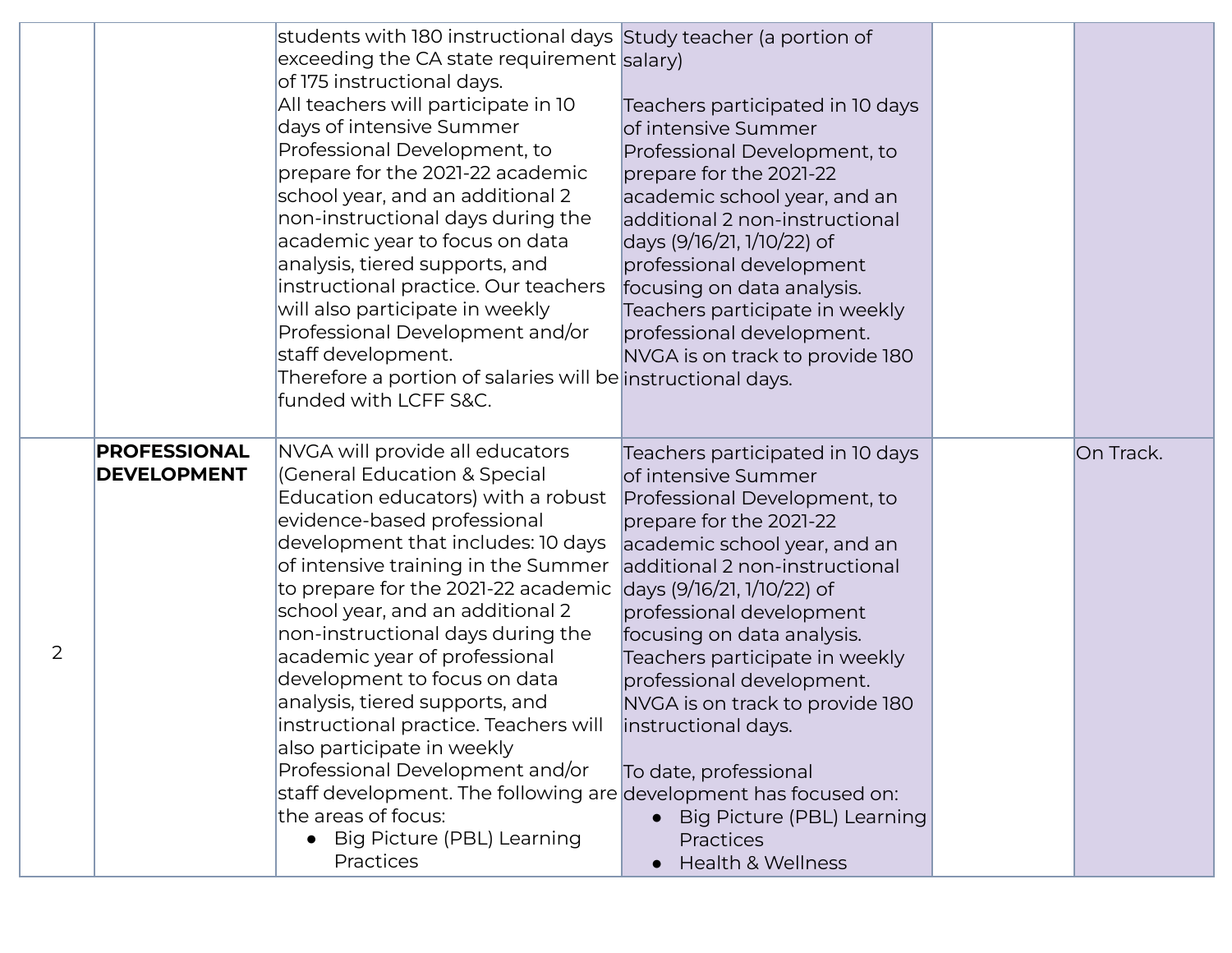| | | | | | |
|---|---|---|---|---|---|
| | | students with 180 instructional days exceeding the CA state requirement of 175 instructional days.<br>All teachers will participate in 10 days of intensive Summer Professional Development, to prepare for the 2021-22 academic school year, and an additional 2 non-instructional days during the academic year to focus on data analysis, tiered supports, and instructional practice. Our teachers will also participate in weekly Professional Development and/or staff development.<br>Therefore a portion of salaries will be funded with LCFF S&C. | Study teacher (a portion of salary)<br><br>Teachers participated in 10 days of intensive Summer Professional Development, to prepare for the 2021-22 academic school year, and an additional 2 non-instructional days (9/16/21, 1/10/22) of professional development focusing on data analysis. Teachers participate in weekly professional development. NVGA is on track to provide 180 instructional days. | | |
| 2 | **PROFESSIONAL DEVELOPMENT** | NVGA will provide all educators (General Education & Special Education educators) with a robust evidence-based professional development that includes: 10 days of intensive training in the Summer to prepare for the 2021-22 academic school year, and an additional 2 non-instructional days during the academic year of professional development to focus on data analysis, tiered supports, and instructional practice. Teachers will also participate in weekly Professional Development and/or staff development. The following are the areas of focus:<br>● Big Picture (PBL) Learning Practices | Teachers participated in 10 days of intensive Summer Professional Development, to prepare for the 2021-22 academic school year, and an additional 2 non-instructional days (9/16/21, 1/10/22) of professional development focusing on data analysis. Teachers participate in weekly professional development. NVGA is on track to provide 180 instructional days.<br><br>To date, professional development has focused on:<br>● Big Picture (PBL) Learning Practices<br>● Health & Wellness | | On Track. |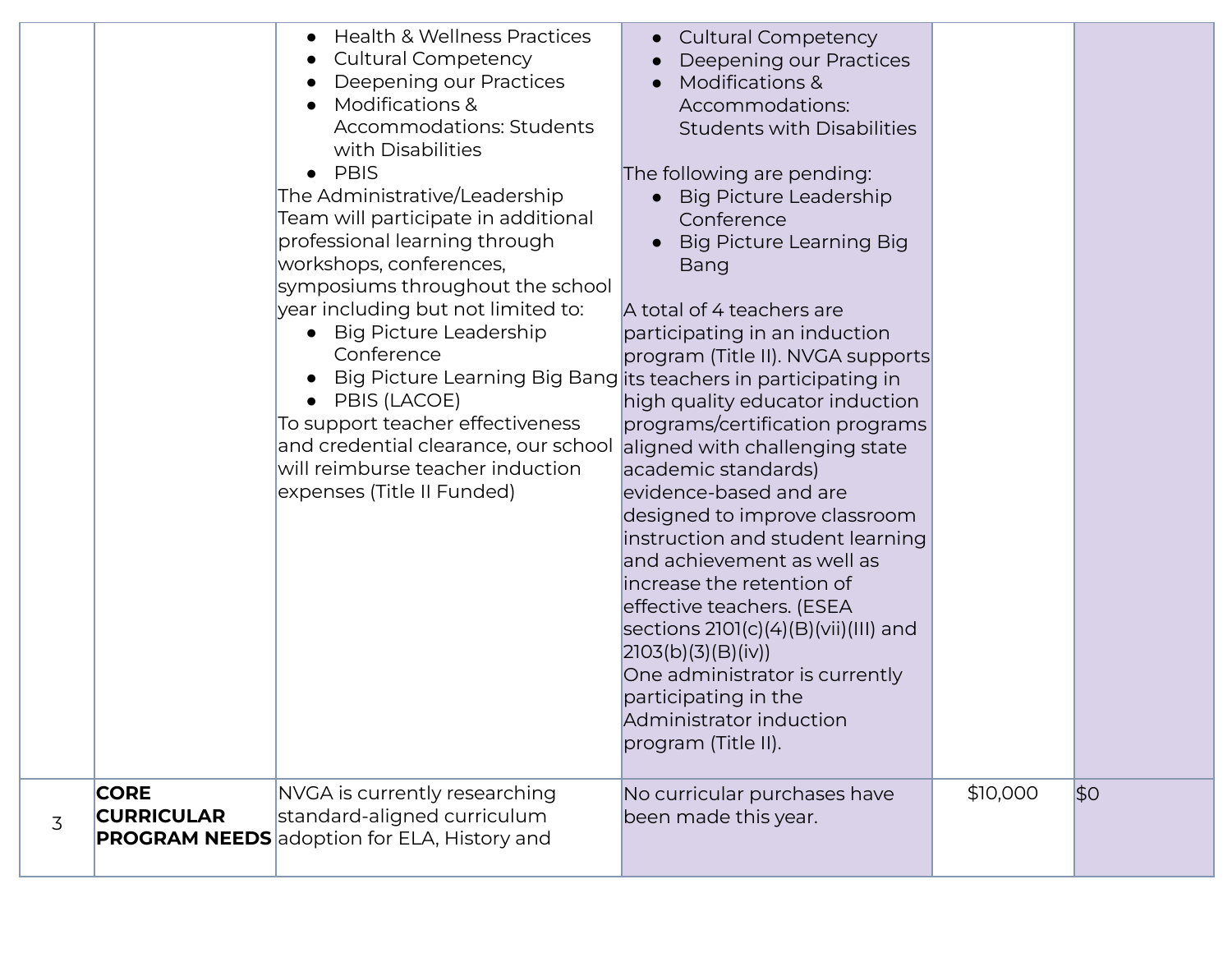| | | | | | |
|---|---|---|---|---|---|
| | | • Health & Wellness Practices<br>• Cultural Competency<br>• Deepening our Practices<br>• Modifications & Accommodations: Students with Disabilities<br>• PBIS<br>The Administrative/Leadership Team will participate in additional professional learning through workshops, conferences, symposiums throughout the school year including but not limited to:<br>• Big Picture Leadership Conference<br>• Big Picture Learning Big Bang<br>• PBIS (LACOE)<br>To support teacher effectiveness and credential clearance, our school will reimburse teacher induction expenses (Title II Funded) | • Cultural Competency<br>• Deepening our Practices<br>• Modifications & Accommodations: Students with Disabilities<br><br>The following are pending:<br>• Big Picture Leadership Conference<br>• Big Picture Learning Big Bang<br><br>A total of 4 teachers are participating in an induction program (Title II). NVGA supports its teachers in participating in high quality educator induction programs/certification programs aligned with challenging state academic standards) evidence-based and are designed to improve classroom instruction and student learning and achievement as well as increase the retention of effective teachers. (ESEA sections 2101(c)(4)(B)(vii)(III) and 2103(b)(3)(B)(iv))<br>One administrator is currently participating in the Administrator induction program (Title II). | | |
| 3 | **CORE CURRICULAR PROGRAM NEEDS** | NVGA is currently researching standard-aligned curriculum adoption for ELA, History and | No curricular purchases have been made this year. | $10,000 | $0 |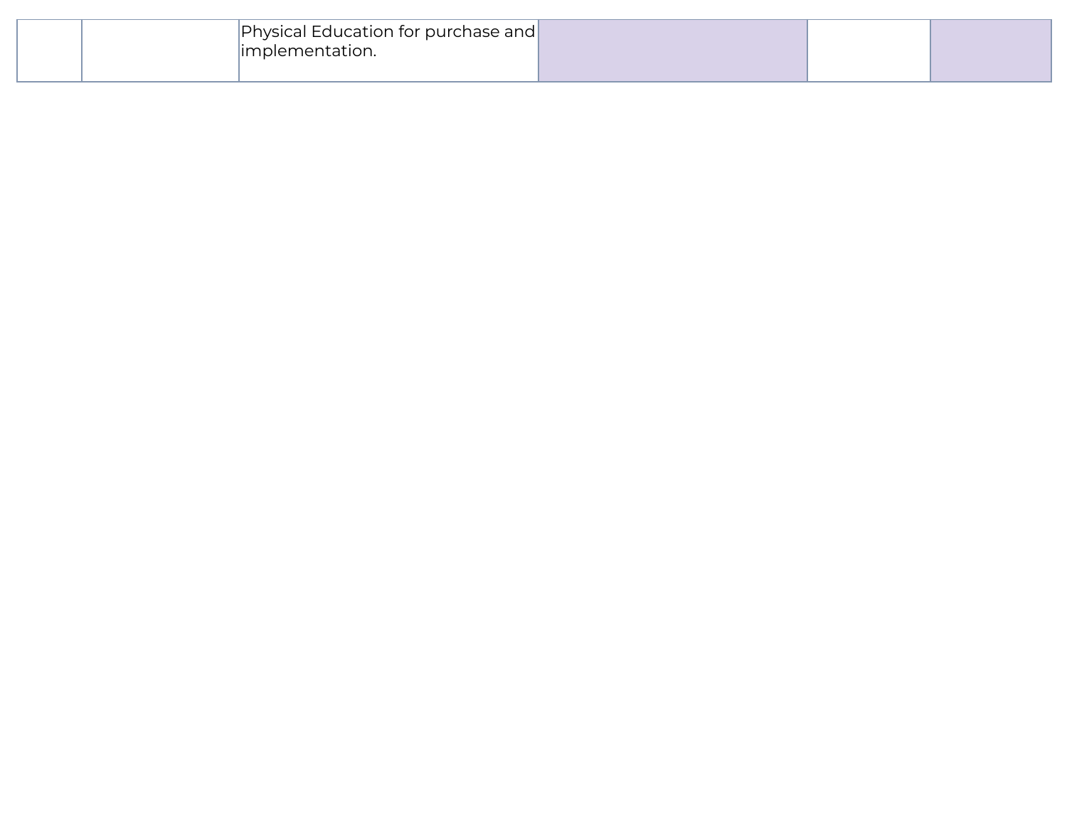| | | | | | |
|---|---|---|---|---|---|
| | | Physical Education for purchase and implementation. | | | |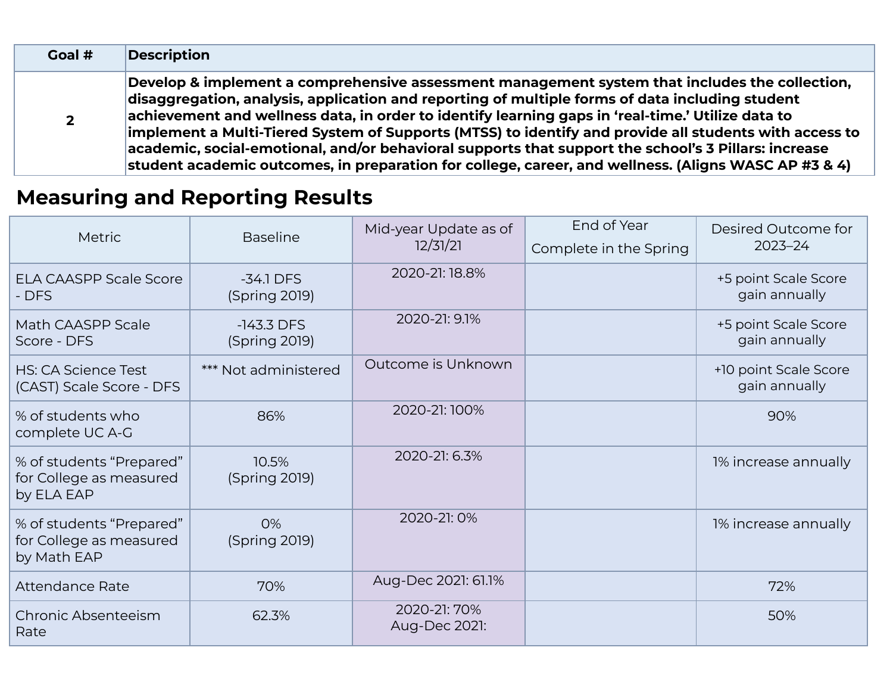| Goal # | Description |
|---|---|
| 2 | **Develop & implement a comprehensive assessment management system that includes the collection, disaggregation, analysis, application and reporting of multiple forms of data including student achievement and wellness data, in order to identify learning gaps in 'real-time.' Utilize data to implement a Multi-Tiered System of Supports (MTSS) to identify and provide all students with access to academic, social-emotional, and/or behavioral supports that support the school's 3 Pillars: increase student academic outcomes, in preparation for college, career, and wellness. (Aligns WASC AP #3 & 4)** |

## Measuring and Reporting Results

| Metric | Baseline | Mid-year Update as of 12/31/21 | End of Year Complete in the Spring | Desired Outcome for 2023–24 |
|---|---|---|---|---|
| ELA CAASPP Scale Score - DFS | -34.1 DFS (Spring 2019) | 2020-21: 18.8% | | +5 point Scale Score gain annually |
| Math CAASPP Scale Score - DFS | -143.3 DFS (Spring 2019) | 2020-21: 9.1% | | +5 point Scale Score gain annually |
| HS: CA Science Test (CAST) Scale Score - DFS | *** Not administered | Outcome is Unknown | | +10 point Scale Score gain annually |
| % of students who complete UC A-G | 86% | 2020-21: 100% | | 90% |
| % of students "Prepared" for College as measured by ELA EAP | 10.5% (Spring 2019) | 2020-21: 6.3% | | 1% increase annually |
| % of students "Prepared" for College as measured by Math EAP | 0% (Spring 2019) | 2020-21: 0% | | 1% increase annually |
| Attendance Rate | 70% | Aug-Dec 2021: 61.1% | | 72% |
| Chronic Absenteeism Rate | 62.3% | 2020-21: 70% Aug-Dec 2021: | | 50% |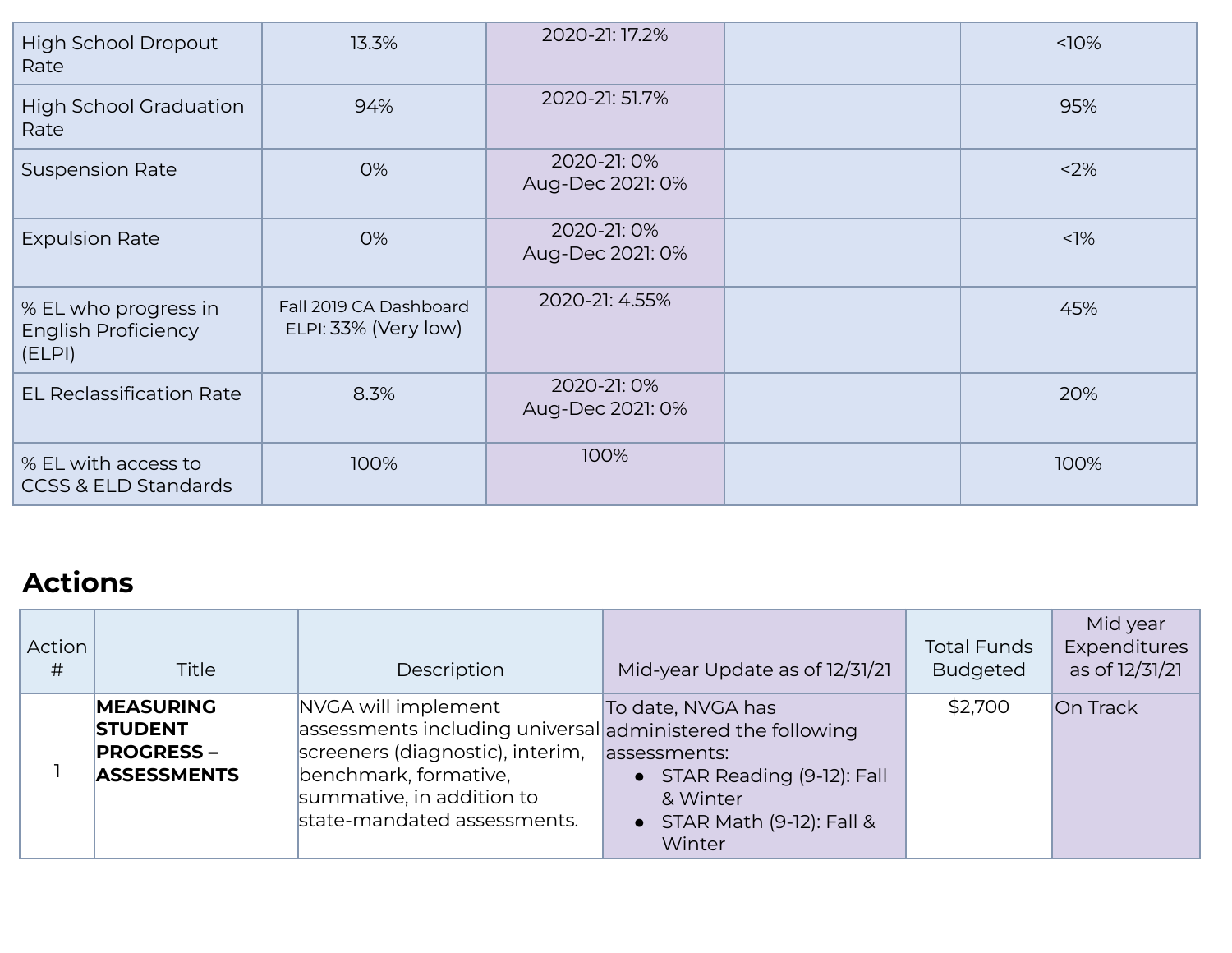| | | | | |
|---|---|---|---|---|
| High School Dropout Rate | 13.3% | 2020-21: 17.2% | | <10% |
| High School Graduation Rate | 94% | 2020-21: 51.7% | | 95% |
| Suspension Rate | 0% | 2020-21: 0%<br>Aug-Dec 2021: 0% | | <2% |
| Expulsion Rate | 0% | 2020-21: 0%<br>Aug-Dec 2021: 0% | | <1% |
| % EL who progress in English Proficiency (ELPI) | Fall 2019 CA Dashboard ELPI: 33% (Very low) | 2020-21: 4.55% | | 45% |
| EL Reclassification Rate | 8.3% | 2020-21: 0%<br>Aug-Dec 2021: 0% | | 20% |
| % EL with access to CCSS & ELD Standards | 100% | 100% | | 100% |

## Actions

| Action # | Title | Description | Mid-year Update as of 12/31/21 | Total Funds Budgeted | Mid year Expenditures as of 12/31/21 |
|---|---|---|---|---|---|
| 1 | **MEASURING STUDENT PROGRESS – ASSESSMENTS** | NVGA will implement assessments including universal screeners (diagnostic), interim, benchmark, formative, summative, in addition to state-mandated assessments. | To date, NVGA has administered the following assessments:<br>• STAR Reading (9-12): Fall & Winter<br>• STAR Math (9-12): Fall & Winter | $2,700 | On Track |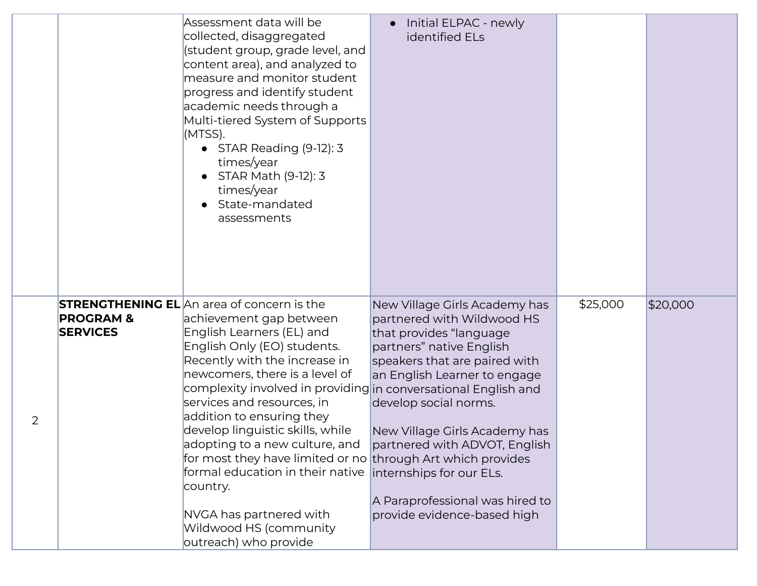| | | | | | |
|---|---|---|---|---|---|
| | | Assessment data will be collected, disaggregated (student group, grade level, and content area), and analyzed to measure and monitor student progress and identify student academic needs through a Multi-tiered System of Supports (MTSS).<br>• STAR Reading (9-12): 3 times/year<br>• STAR Math (9-12): 3 times/year<br>• State-mandated assessments | • Initial ELPAC - newly identified ELs | | |
| 2 | **STRENGTHENING EL PROGRAM & SERVICES** | An area of concern is the achievement gap between English Learners (EL) and English Only (EO) students. Recently with the increase in newcomers, there is a level of complexity involved in providing services and resources, in addition to ensuring they develop linguistic skills, while adopting to a new culture, and for most they have limited or no formal education in their native country.<br><br>NVGA has partnered with Wildwood HS (community outreach) who provide | New Village Girls Academy has partnered with Wildwood HS that provides "language partners" native English speakers that are paired with an English Learner to engage in conversational English and develop social norms.<br><br>New Village Girls Academy has partnered with ADVOT, English through Art which provides internships for our ELs.<br><br>A Paraprofessional was hired to provide evidence-based high | $25,000 | $20,000 |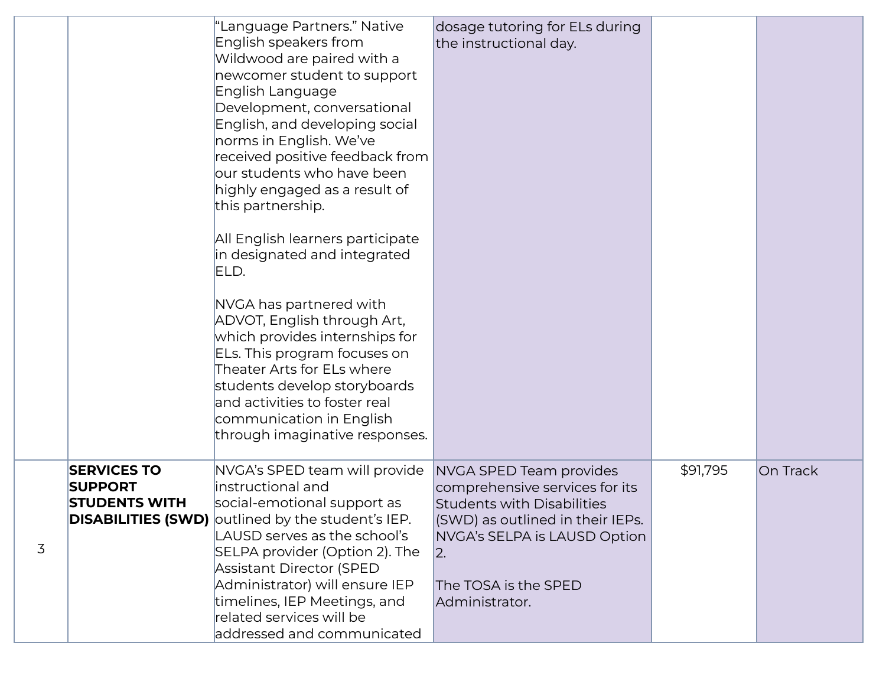| | | | | | |
|---|---|---|---|---|---|
| | | "Language Partners." Native English speakers from Wildwood are paired with a newcomer student to support English Language Development, conversational English, and developing social norms in English. We've received positive feedback from our students who have been highly engaged as a result of this partnership.<br><br>All English learners participate in designated and integrated ELD.<br><br>NVGA has partnered with ADVOT, English through Art, which provides internships for ELs. This program focuses on Theater Arts for ELs where students develop storyboards and activities to foster real communication in English through imaginative responses. | dosage tutoring for ELs during the instructional day. | | |
| 3 | **SERVICES TO SUPPORT STUDENTS WITH DISABILITIES (SWD)** | NVGA's SPED team will provide instructional and social-emotional support as outlined by the student's IEP. LAUSD serves as the school's SELPA provider (Option 2). The Assistant Director (SPED Administrator) will ensure IEP timelines, IEP Meetings, and related services will be addressed and communicated | NVGA SPED Team provides comprehensive services for its Students with Disabilities (SWD) as outlined in their IEPs. NVGA's SELPA is LAUSD Option 2.<br><br>The TOSA is the SPED Administrator. | $91,795 | On Track |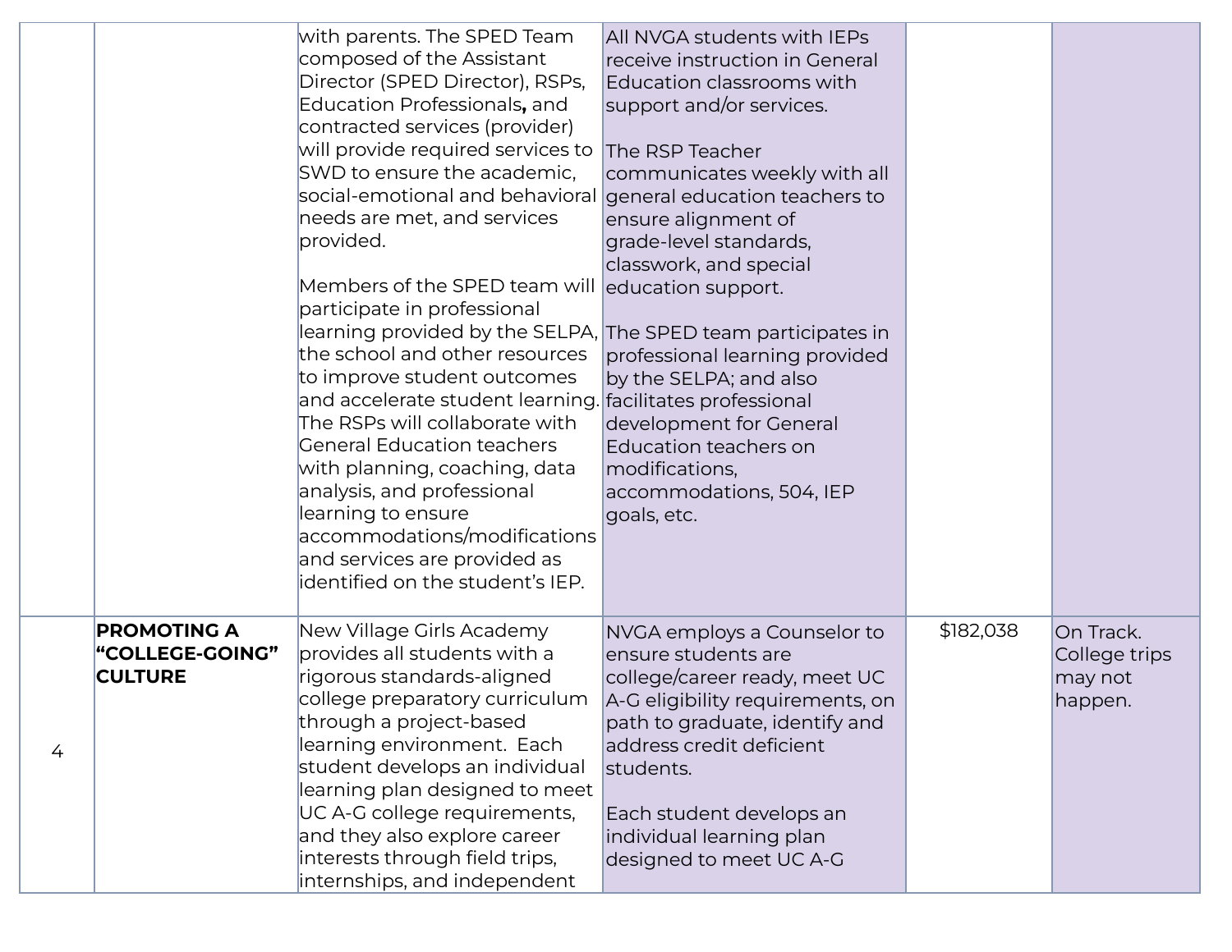| | | | | | |
|---|---|---|---|---|---|
| | | with parents. The SPED Team composed of the Assistant Director (SPED Director), RSPs, Education Professionals**,** and contracted services (provider) will provide required services to SWD to ensure the academic, social-emotional and behavioral needs are met, and services provided.<br><br>Members of the SPED team will participate in professional learning provided by the SELPA, the school and other resources to improve student outcomes and accelerate student learning. The RSPs will collaborate with General Education teachers with planning, coaching, data analysis, and professional learning to ensure accommodations/modifications and services are provided as identified on the student's IEP. | All NVGA students with IEPs receive instruction in General Education classrooms with support and/or services.<br><br>The RSP Teacher communicates weekly with all general education teachers to ensure alignment of grade-level standards, classwork, and special education support.<br><br>The SPED team participates in professional learning provided by the SELPA; and also facilitates professional development for General Education teachers on modifications, accommodations, 504, IEP goals, etc. | | |
| 4 | **PROMOTING A "COLLEGE-GOING" CULTURE** | New Village Girls Academy provides all students with a rigorous standards-aligned college preparatory curriculum through a project-based learning environment. Each student develops an individual learning plan designed to meet UC A-G college requirements, and they also explore career interests through field trips, internships, and independent | NVGA employs a Counselor to ensure students are college/career ready, meet UC A-G eligibility requirements, on path to graduate, identify and address credit deficient students.<br><br>Each student develops an individual learning plan designed to meet UC A-G | $182,038 | On Track. College trips may not happen. |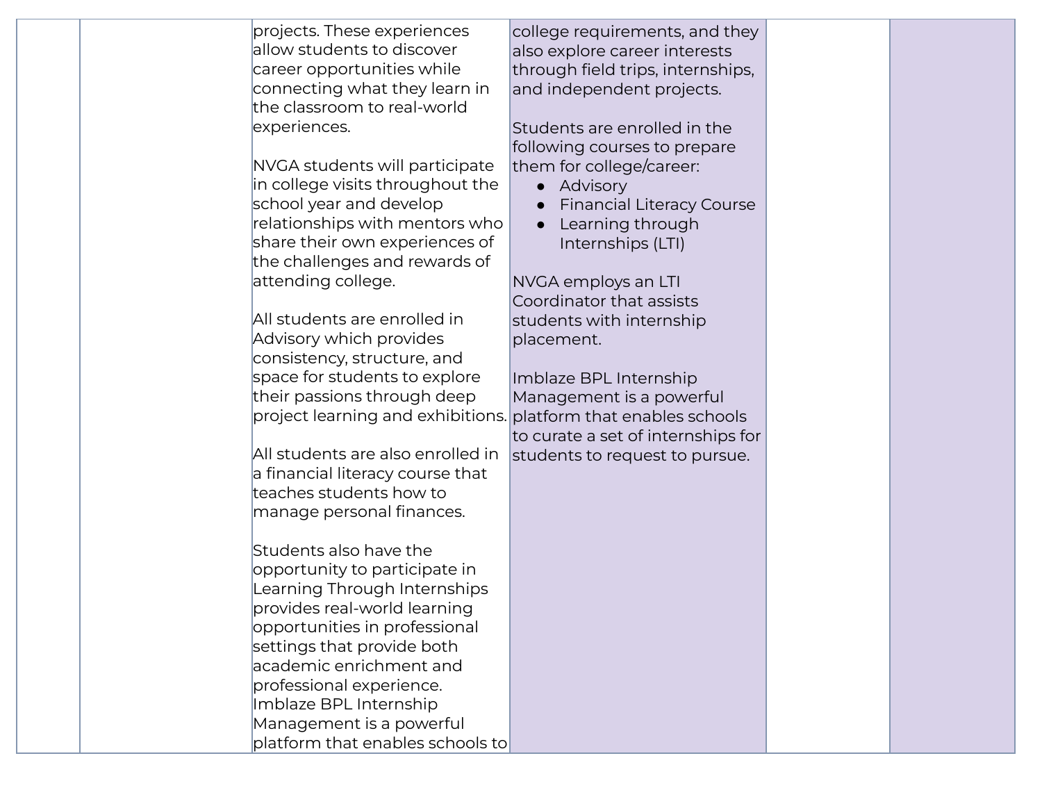| | | | | | |
|---|---|---|---|---|---|
| | | projects. These experiences allow students to discover career opportunities while connecting what they learn in the classroom to real-world experiences.<br><br>NVGA students will participate in college visits throughout the school year and develop relationships with mentors who share their own experiences of the challenges and rewards of attending college.<br><br>All students are enrolled in Advisory which provides consistency, structure, and space for students to explore their passions through deep project learning and exhibitions.<br><br>All students are also enrolled in a financial literacy course that teaches students how to manage personal finances.<br><br>Students also have the opportunity to participate in Learning Through Internships provides real-world learning opportunities in professional settings that provide both academic enrichment and professional experience.<br>Imblaze BPL Internship Management is a powerful platform that enables schools to | college requirements, and they also explore career interests through field trips, internships, and independent projects.<br><br>Students are enrolled in the following courses to prepare them for college/career:<br>● Advisory<br>● Financial Literacy Course<br>● Learning through Internships (LTI)<br><br>NVGA employs an LTI Coordinator that assists students with internship placement.<br><br>Imblaze BPL Internship Management is a powerful platform that enables schools to curate a set of internships for students to request to pursue. | | |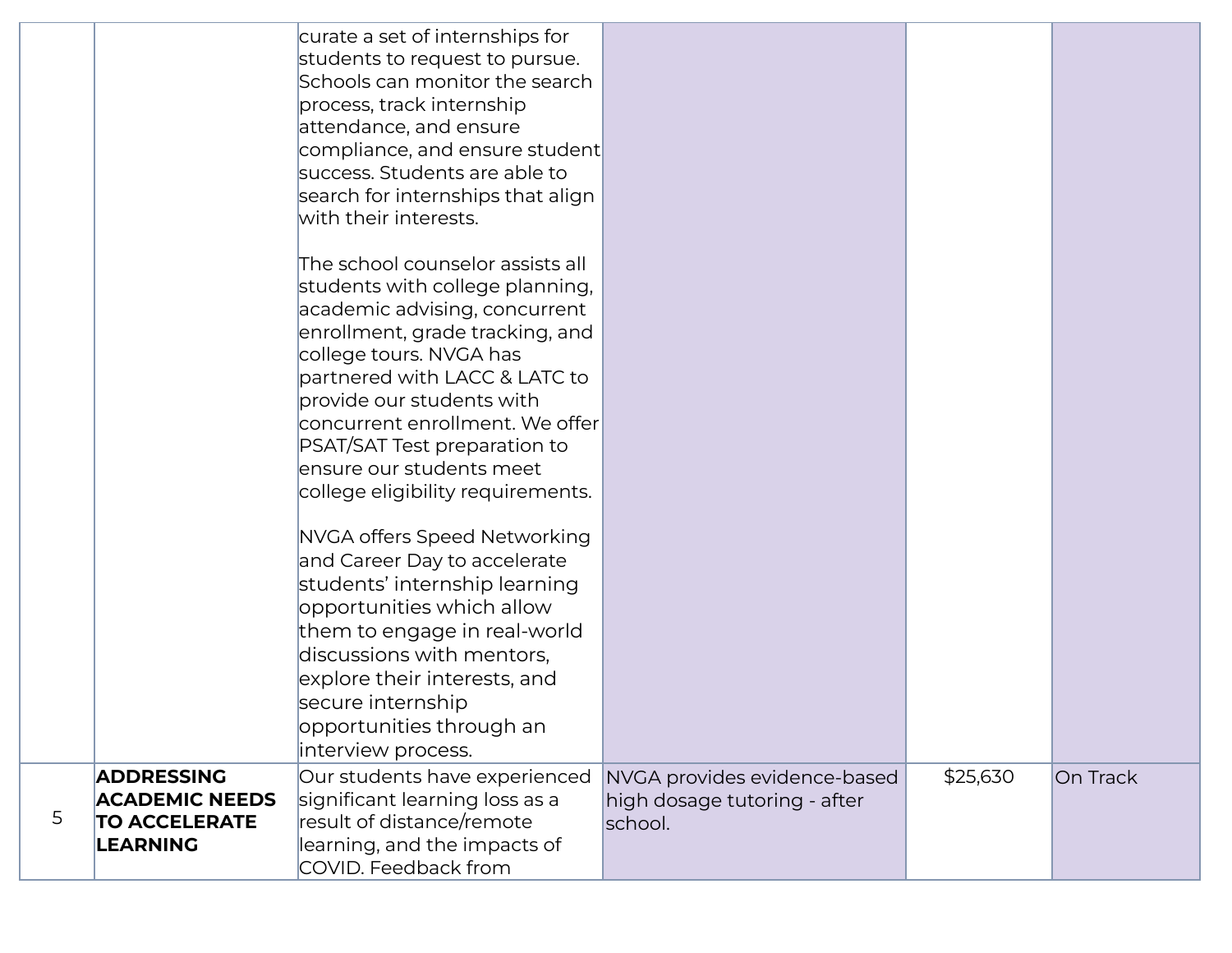| | | | | | |
|---|---|---|---|---|---|
| | | curate a set of internships for students to request to pursue. Schools can monitor the search process, track internship attendance, and ensure compliance, and ensure student success. Students are able to search for internships that align with their interests.<br><br>The school counselor assists all students with college planning, academic advising, concurrent enrollment, grade tracking, and college tours. NVGA has partnered with LACC & LATC to provide our students with concurrent enrollment. We offer PSAT/SAT Test preparation to ensure our students meet college eligibility requirements.<br><br>NVGA offers Speed Networking and Career Day to accelerate students' internship learning opportunities which allow them to engage in real-world discussions with mentors, explore their interests, and secure internship opportunities through an interview process. | | | |
| 5 | **ADDRESSING ACADEMIC NEEDS TO ACCELERATE LEARNING** | Our students have experienced significant learning loss as a result of distance/remote learning, and the impacts of COVID. Feedback from | NVGA provides evidence-based high dosage tutoring - after school. | $25,630 | On Track |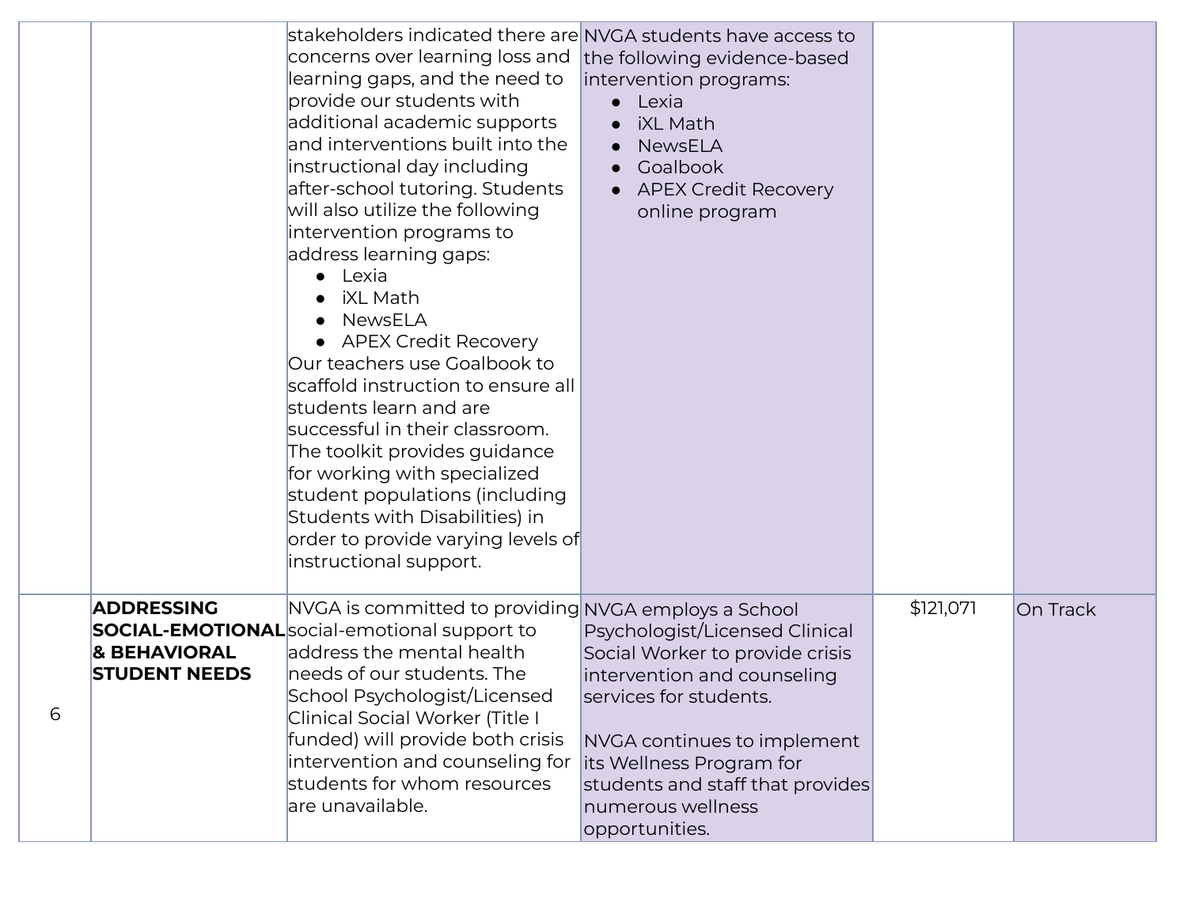| | | | | | |
|---|---|---|---|---|---|
| | | stakeholders indicated there are concerns over learning loss and learning gaps, and the need to provide our students with additional academic supports and interventions built into the instructional day including after-school tutoring. Students will also utilize the following intervention programs to address learning gaps:<br>• Lexia<br>• iXL Math<br>• NewsELA<br>• APEX Credit Recovery<br>Our teachers use Goalbook to scaffold instruction to ensure all students learn and are successful in their classroom. The toolkit provides guidance for working with specialized student populations (including Students with Disabilities) in order to provide varying levels of instructional support. | NVGA students have access to the following evidence-based intervention programs:<br>• Lexia<br>• iXL Math<br>• NewsELA<br>• Goalbook<br>• APEX Credit Recovery online program | | |
| 6 | **ADDRESSING SOCIAL-EMOTIONAL & BEHAVIORAL STUDENT NEEDS** | NVGA is committed to providing social-emotional support to address the mental health needs of our students. The School Psychologist/Licensed Clinical Social Worker (Title I funded) will provide both crisis intervention and counseling for students for whom resources are unavailable. | NVGA employs a School Psychologist/Licensed Clinical Social Worker to provide crisis intervention and counseling services for students.<br><br>NVGA continues to implement its Wellness Program for students and staff that provides numerous wellness opportunities. | $121,071 | On Track |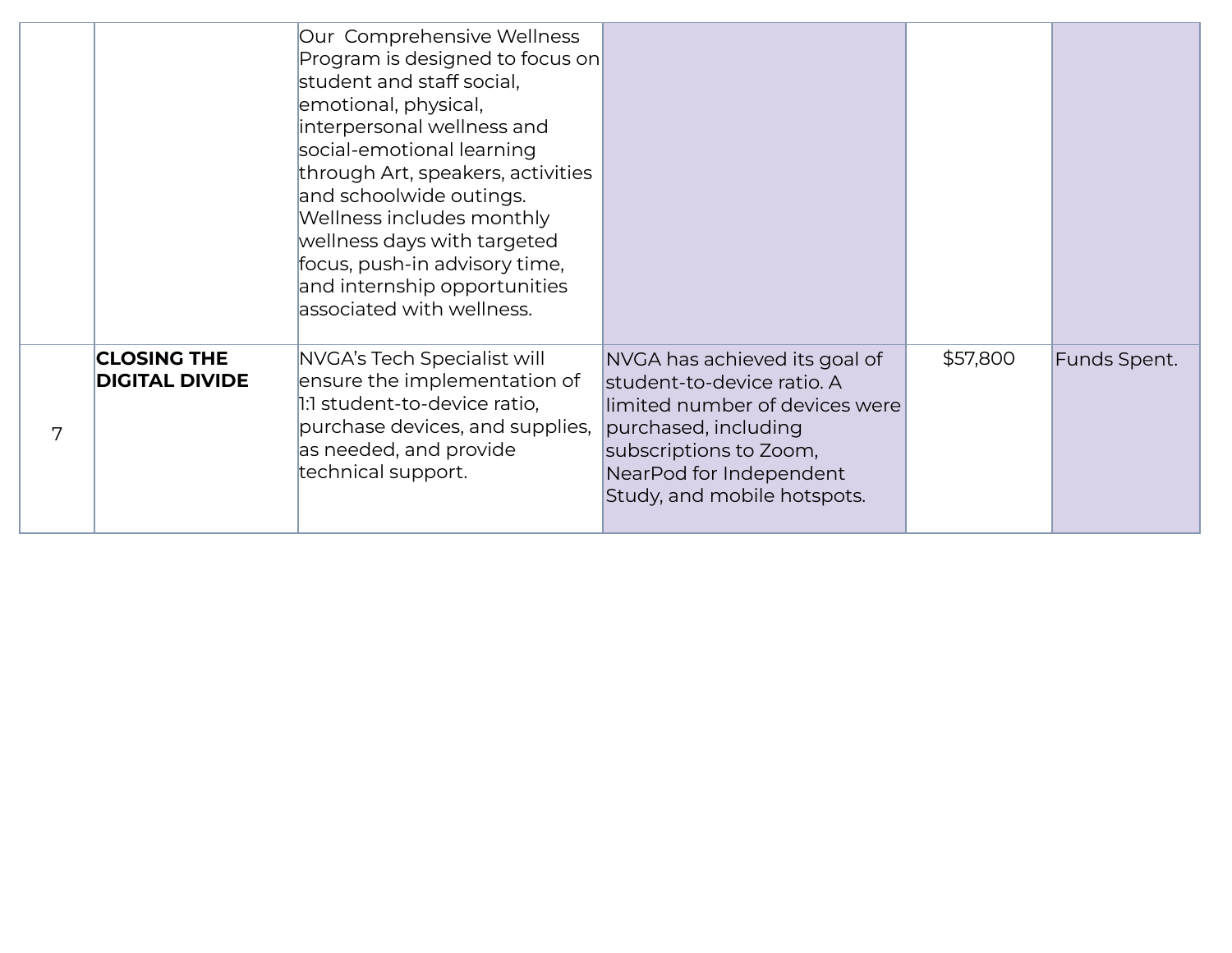| | | | | | |
|---|---|---|---|---|---|
| | | Our Comprehensive Wellness Program is designed to focus on student and staff social, emotional, physical, interpersonal wellness and social-emotional learning through Art, speakers, activities and schoolwide outings. Wellness includes monthly wellness days with targeted focus, push-in advisory time, and internship opportunities associated with wellness. | | | |
| 7 | **CLOSING THE DIGITAL DIVIDE** | NVGA's Tech Specialist will ensure the implementation of 1:1 student-to-device ratio, purchase devices, and supplies, as needed, and provide technical support. | NVGA has achieved its goal of student-to-device ratio. A limited number of devices were purchased, including subscriptions to Zoom, NearPod for Independent Study, and mobile hotspots. | $57,800 | Funds Spent. |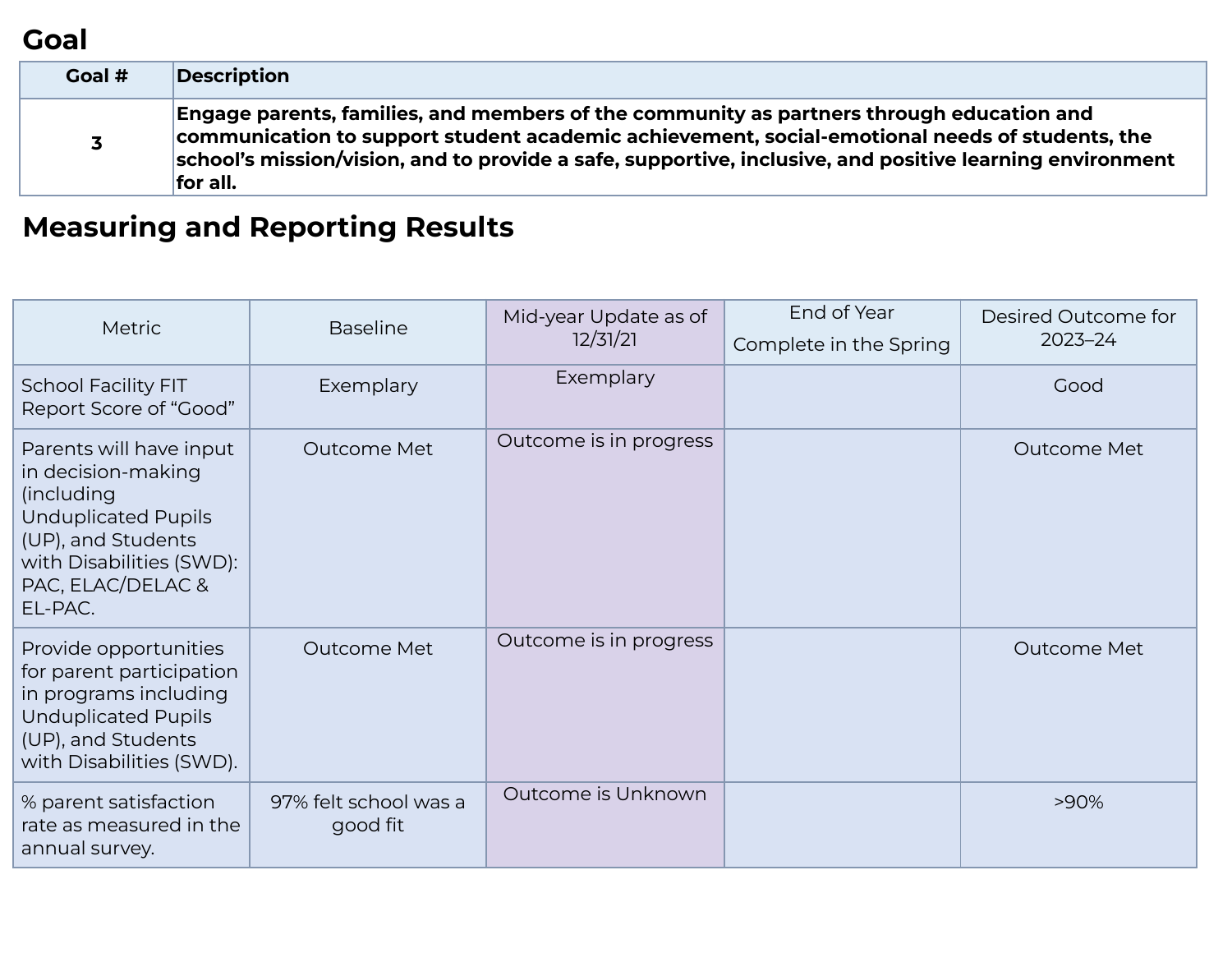## Goal

| Goal # | Description |
|---|---|
| 3 | **Engage parents, families, and members of the community as partners through education and communication to support student academic achievement, social-emotional needs of students, the school's mission/vision, and to provide a safe, supportive, inclusive, and positive learning environment for all.** |

## Measuring and Reporting Results

| Metric | Baseline | Mid-year Update as of 12/31/21 | End of Year Complete in the Spring | Desired Outcome for 2023–24 |
|---|---|---|---|---|
| School Facility FIT Report Score of "Good" | Exemplary | Exemplary | | Good |
| Parents will have input in decision-making (including Unduplicated Pupils (UP), and Students with Disabilities (SWD): PAC, ELAC/DELAC & EL-PAC. | Outcome Met | Outcome is in progress | | Outcome Met |
| Provide opportunities for parent participation in programs including Unduplicated Pupils (UP), and Students with Disabilities (SWD). | Outcome Met | Outcome is in progress | | Outcome Met |
| % parent satisfaction rate as measured in the annual survey. | 97% felt school was a good fit | Outcome is Unknown | | >90% |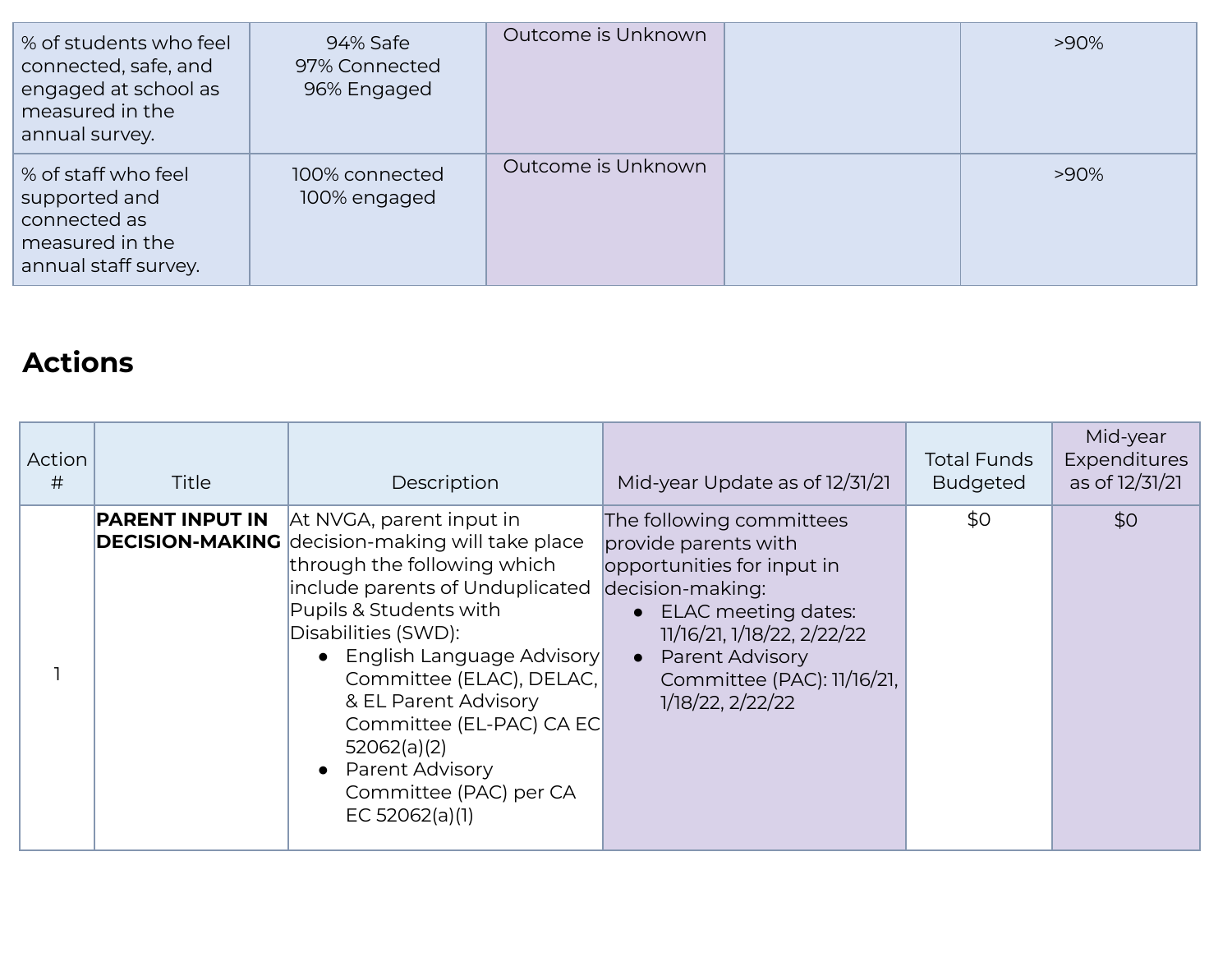| | | | | |
|---|---|---|---|---|
| % of students who feel connected, safe, and engaged at school as measured in the annual survey. | 94% Safe<br>97% Connected<br>96% Engaged | Outcome is Unknown | | >90% |
| % of staff who feel supported and connected as measured in the annual staff survey. | 100% connected<br>100% engaged | Outcome is Unknown | | >90% |

## Actions

| Action # | Title | Description | Mid-year Update as of 12/31/21 | Total Funds Budgeted | Mid-year Expenditures as of 12/31/21 |
|---|---|---|---|---|---|
| 1 | **PARENT INPUT IN DECISION-MAKING** | At NVGA, parent input in decision-making will take place through the following which include parents of Unduplicated Pupils & Students with Disabilities (SWD):<br>● English Language Advisory Committee (ELAC), DELAC, & EL Parent Advisory Committee (EL-PAC) CA EC 52062(a)(2)<br>● Parent Advisory Committee (PAC) per CA EC 52062(a)(1) | The following committees provide parents with opportunities for input in decision-making:<br>● ELAC meeting dates: 11/16/21, 1/18/22, 2/22/22<br>● Parent Advisory Committee (PAC): 11/16/21, 1/18/22, 2/22/22 | $0 | $0 |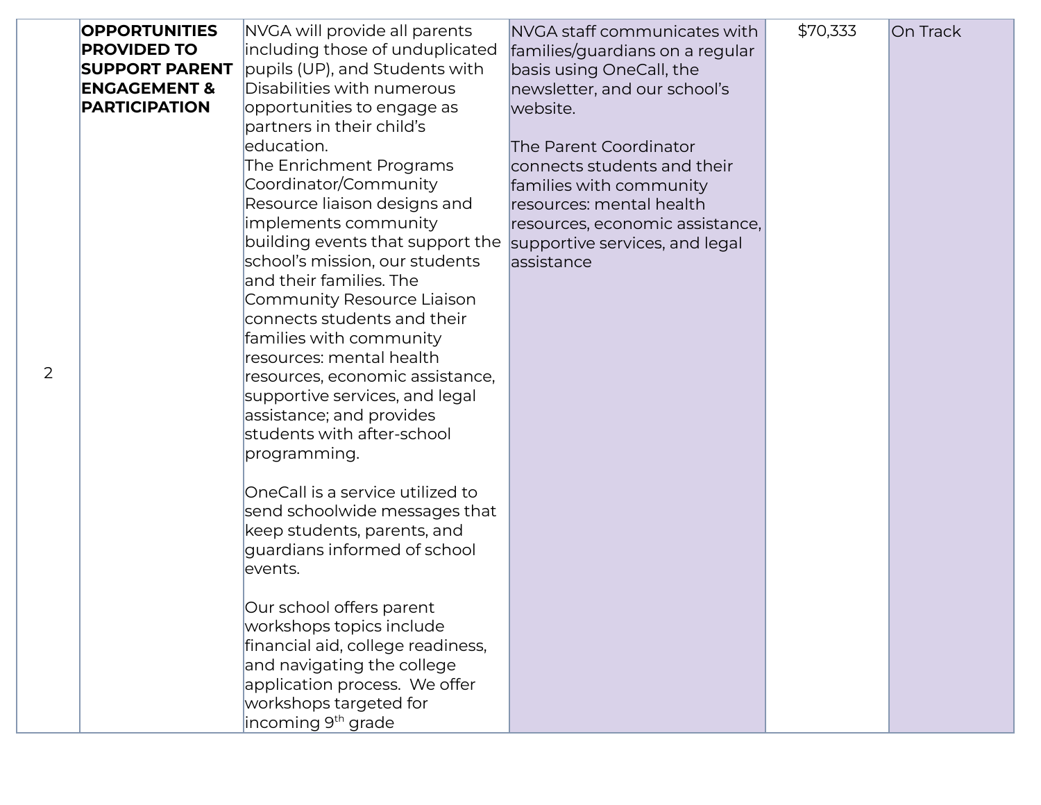| 2 | **OPPORTUNITIES PROVIDED TO SUPPORT PARENT ENGAGEMENT & PARTICIPATION** | NVGA will provide all parents including those of unduplicated pupils (UP), and Students with Disabilities with numerous opportunities to engage as partners in their child's education.<br>The Enrichment Programs Coordinator/Community Resource liaison designs and implements community building events that support the school's mission, our students and their families. The Community Resource Liaison connects students and their families with community resources: mental health resources, economic assistance, supportive services, and legal assistance; and provides students with after-school programming.<br><br>OneCall is a service utilized to send schoolwide messages that keep students, parents, and guardians informed of school events.<br><br>Our school offers parent workshops topics include financial aid, college readiness, and navigating the college application process. We offer workshops targeted for incoming 9th grade | NVGA staff communicates with families/guardians on a regular basis using OneCall, the newsletter, and our school's website.<br><br>The Parent Coordinator connects students and their families with community resources: mental health resources, economic assistance, supportive services, and legal assistance | $70,333 | On Track |
|---|---|---|---|---|---|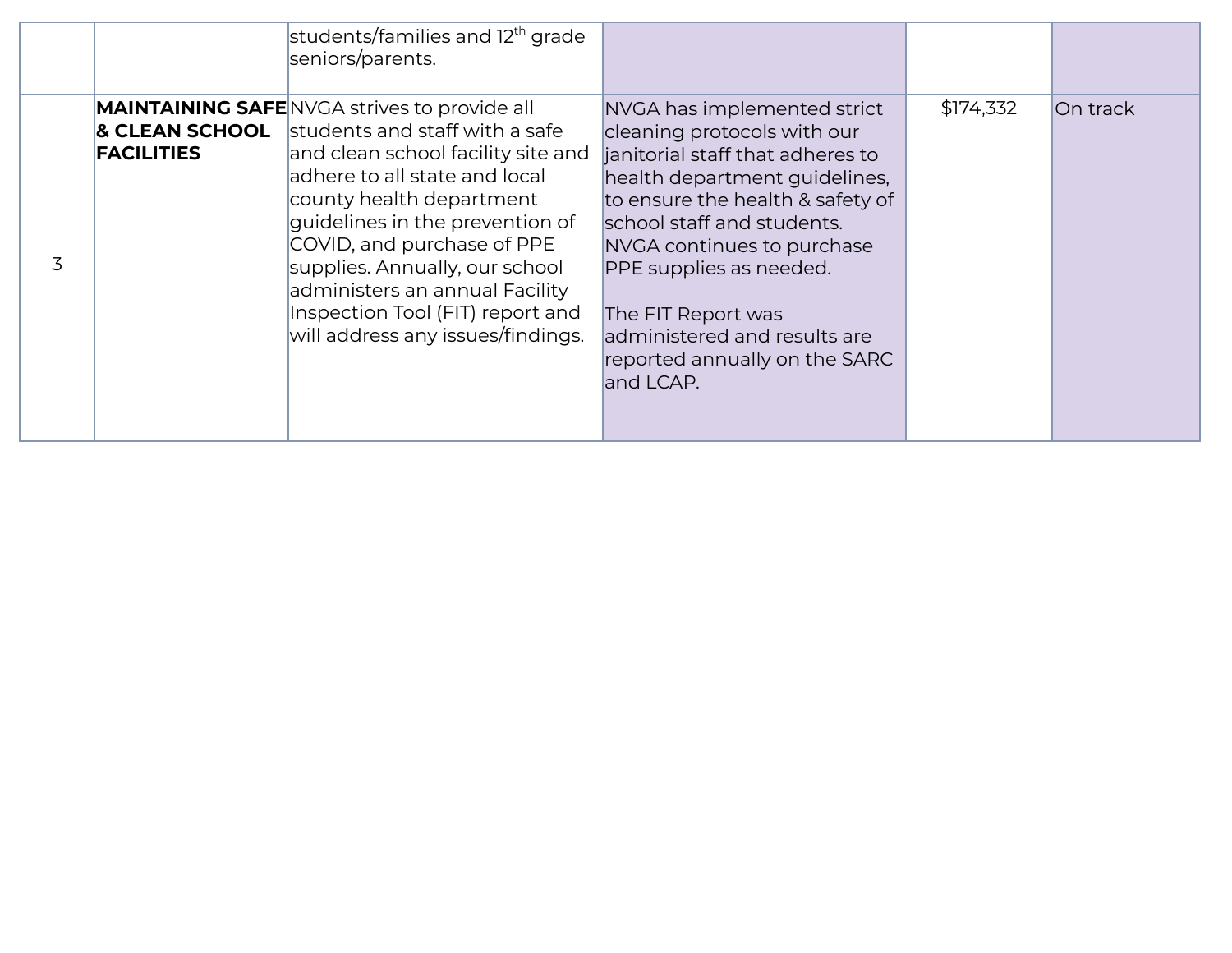| | | | | | |
|---|---|---|---|---|---|
| | | students/families and 12th grade seniors/parents. | | | |
| 3 | **MAINTAINING SAFE & CLEAN SCHOOL FACILITIES** | NVGA strives to provide all students and staff with a safe and clean school facility site and adhere to all state and local county health department guidelines in the prevention of COVID, and purchase of PPE supplies. Annually, our school administers an annual Facility Inspection Tool (FIT) report and will address any issues/findings. | NVGA has implemented strict cleaning protocols with our janitorial staff that adheres to health department guidelines, to ensure the health & safety of school staff and students. NVGA continues to purchase PPE supplies as needed.<br><br>The FIT Report was administered and results are reported annually on the SARC and LCAP. | $174,332 | On track |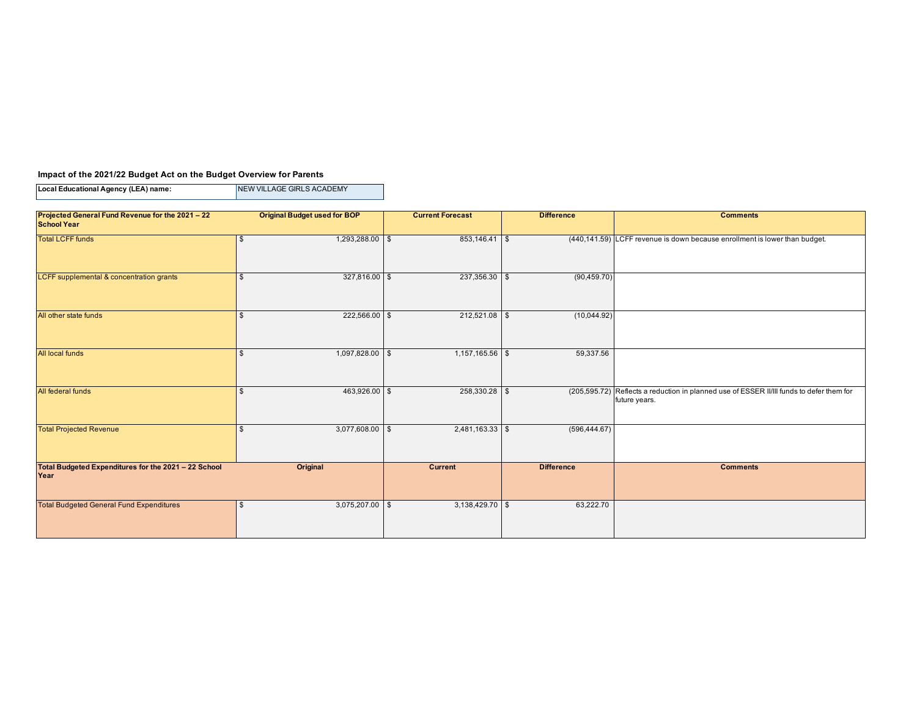### Impact of the 2021/22 Budget Act on the Budget Overview for Parents

| Local Educational Agency (LEA) name: | NEW VILLAGE GIRLS ACADEMY |
|---|---|

| Projected General Fund Revenue for the 2021 – 22 School Year | Original Budget used for BOP | Current Forecast | Difference | Comments |
|---|---|---|---|---|
| Total LCFF funds | $ 1,293,288.00 | $ 853,146.41 | $ (440,141.59) | LCFF revenue is down because enrollment is lower than budget. |
| LCFF supplemental & concentration grants | $ 327,816.00 | $ 237,356.30 | $ (90,459.70) | |
| All other state funds | $ 222,566.00 | $ 212,521.08 | $ (10,044.92) | |
| All local funds | $ 1,097,828.00 | $ 1,157,165.56 | $ 59,337.56 | |
| All federal funds | $ 463,926.00 | $ 258,330.28 | $ (205,595.72) | Reflects a reduction in planned use of ESSER II/III funds to defer them for future years. |
| Total Projected Revenue | $ 3,077,608.00 | $ 2,481,163.33 | $ (596,444.67) | |
| **Total Budgeted Expenditures for the 2021 – 22 School Year** | **Original** | **Current** | **Difference** | **Comments** |
| Total Budgeted General Fund Expenditures | $ 3,075,207.00 | $ 3,138,429.70 | $ 63,222.70 | |